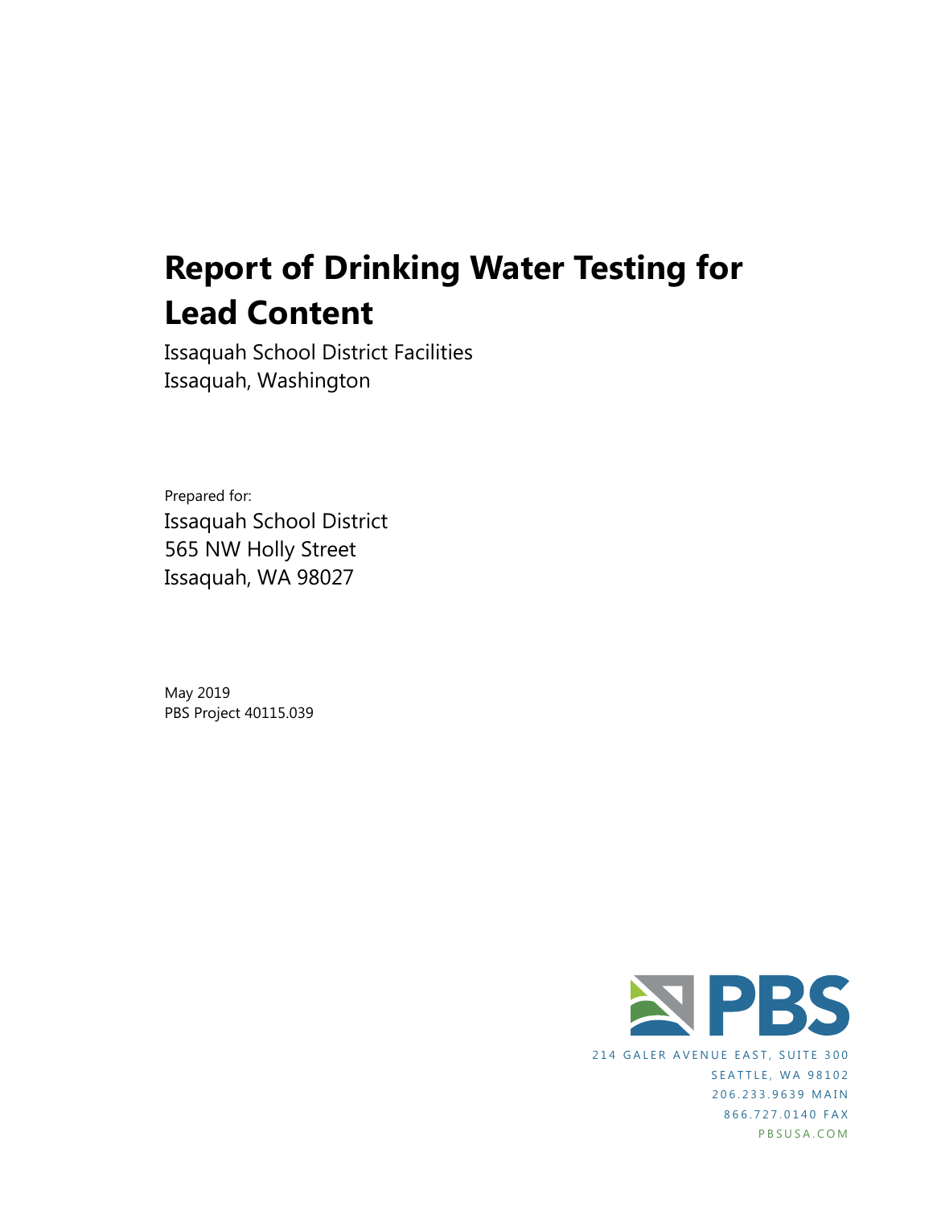# Report of Drinking Water Testing for Lead Content

Issaquah School District Facilities
Issaquah, Washington

Prepared for:

Issaquah School District
565 NW Holly Street
Issaquah, WA 98027

May 2019
PBS Project 40115.039

PBS

214 GALER AVENUE EAST, SUITE 300
SEATTLE, WA 98102
206.233.9639 MAIN
866.727.0140 FAX
PBSUSA.COM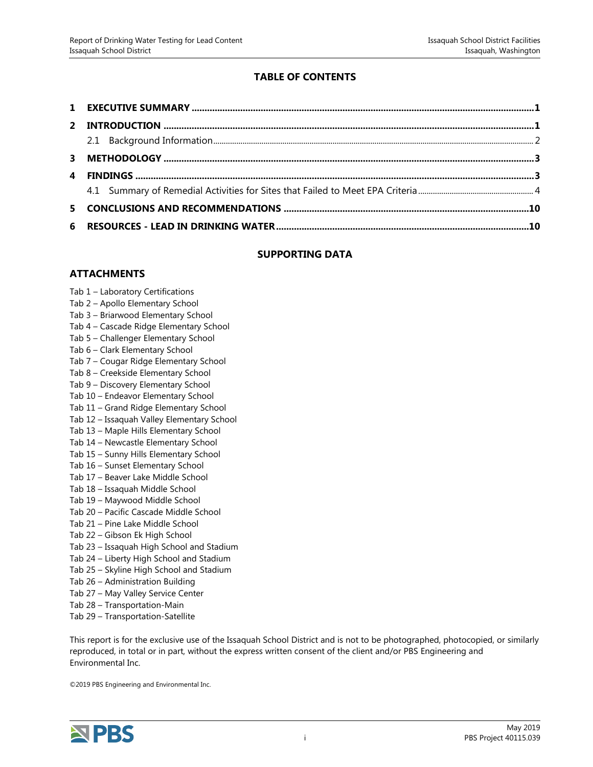# TABLE OF CONTENTS

**1 EXECUTIVE SUMMARY** ........................................................................ **1**

**2 INTRODUCTION** ........................................................................ **1**

2.1 Background Information ........................................................................ 2

**3 METHODOLOGY** ........................................................................ **3**

**4 FINDINGS** ........................................................................ **3**

4.1 Summary of Remedial Activities for Sites that Failed to Meet EPA Criteria ........................ 4

**5 CONCLUSIONS AND RECOMMENDATIONS** ........................................................................ **10**

**6 RESOURCES - LEAD IN DRINKING WATER** ........................................................................ **10**

## SUPPORTING DATA

### ATTACHMENTS

Tab 1 – Laboratory Certifications
Tab 2 – Apollo Elementary School
Tab 3 – Briarwood Elementary School
Tab 4 – Cascade Ridge Elementary School
Tab 5 – Challenger Elementary School
Tab 6 – Clark Elementary School
Tab 7 – Cougar Ridge Elementary School
Tab 8 – Creekside Elementary School
Tab 9 – Discovery Elementary School
Tab 10 – Endeavor Elementary School
Tab 11 – Grand Ridge Elementary School
Tab 12 – Issaquah Valley Elementary School
Tab 13 – Maple Hills Elementary School
Tab 14 – Newcastle Elementary School
Tab 15 – Sunny Hills Elementary School
Tab 16 – Sunset Elementary School
Tab 17 – Beaver Lake Middle School
Tab 18 – Issaquah Middle School
Tab 19 – Maywood Middle School
Tab 20 – Pacific Cascade Middle School
Tab 21 – Pine Lake Middle School
Tab 22 – Gibson Ek High School
Tab 23 – Issaquah High School and Stadium
Tab 24 – Liberty High School and Stadium
Tab 25 – Skyline High School and Stadium
Tab 26 – Administration Building
Tab 27 – May Valley Service Center
Tab 28 – Transportation-Main
Tab 29 – Transportation-Satellite

This report is for the exclusive use of the Issaquah School District and is not to be photographed, photocopied, or similarly reproduced, in total or in part, without the express written consent of the client and/or PBS Engineering and Environmental Inc.

©2019 PBS Engineering and Environmental Inc.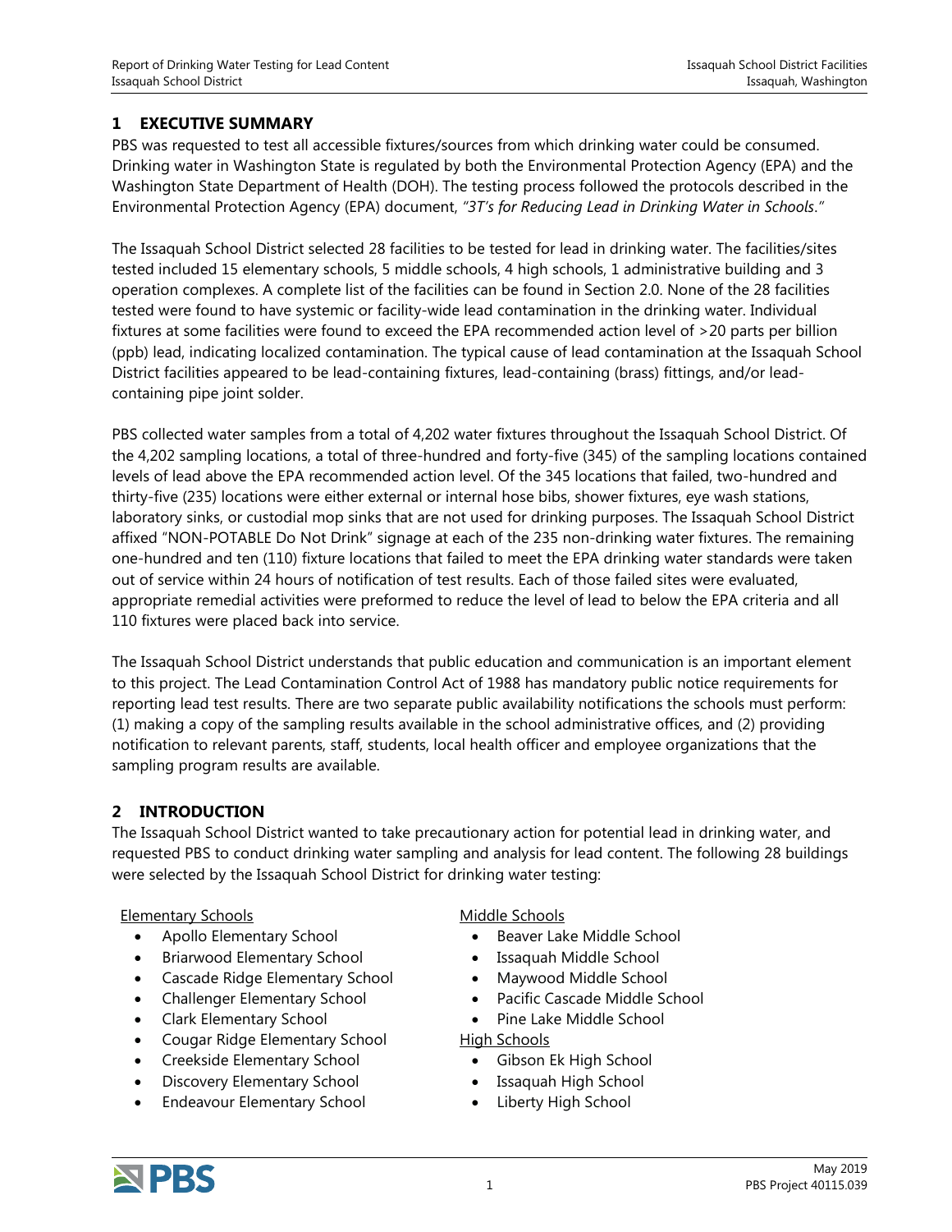## 1 EXECUTIVE SUMMARY

PBS was requested to test all accessible fixtures/sources from which drinking water could be consumed. Drinking water in Washington State is regulated by both the Environmental Protection Agency (EPA) and the Washington State Department of Health (DOH). The testing process followed the protocols described in the Environmental Protection Agency (EPA) document, *"3T's for Reducing Lead in Drinking Water in Schools."*

The Issaquah School District selected 28 facilities to be tested for lead in drinking water. The facilities/sites tested included 15 elementary schools, 5 middle schools, 4 high schools, 1 administrative building and 3 operation complexes. A complete list of the facilities can be found in Section 2.0. None of the 28 facilities tested were found to have systemic or facility-wide lead contamination in the drinking water. Individual fixtures at some facilities were found to exceed the EPA recommended action level of >20 parts per billion (ppb) lead, indicating localized contamination. The typical cause of lead contamination at the Issaquah School District facilities appeared to be lead-containing fixtures, lead-containing (brass) fittings, and/or lead-containing pipe joint solder.

PBS collected water samples from a total of 4,202 water fixtures throughout the Issaquah School District. Of the 4,202 sampling locations, a total of three-hundred and forty-five (345) of the sampling locations contained levels of lead above the EPA recommended action level. Of the 345 locations that failed, two-hundred and thirty-five (235) locations were either external or internal hose bibs, shower fixtures, eye wash stations, laboratory sinks, or custodial mop sinks that are not used for drinking purposes. The Issaquah School District affixed "NON-POTABLE Do Not Drink" signage at each of the 235 non-drinking water fixtures. The remaining one-hundred and ten (110) fixture locations that failed to meet the EPA drinking water standards were taken out of service within 24 hours of notification of test results. Each of those failed sites were evaluated, appropriate remedial activities were preformed to reduce the level of lead to below the EPA criteria and all 110 fixtures were placed back into service.

The Issaquah School District understands that public education and communication is an important element to this project. The Lead Contamination Control Act of 1988 has mandatory public notice requirements for reporting lead test results. There are two separate public availability notifications the schools must perform: (1) making a copy of the sampling results available in the school administrative offices, and (2) providing notification to relevant parents, staff, students, local health officer and employee organizations that the sampling program results are available.

## 2 INTRODUCTION

The Issaquah School District wanted to take precautionary action for potential lead in drinking water, and requested PBS to conduct drinking water sampling and analysis for lead content. The following 28 buildings were selected by the Issaquah School District for drinking water testing:

Elementary Schools

- Apollo Elementary School
- Briarwood Elementary School
- Cascade Ridge Elementary School
- Challenger Elementary School
- Clark Elementary School
- Cougar Ridge Elementary School
- Creekside Elementary School
- Discovery Elementary School
- Endeavour Elementary School

Middle Schools

- Beaver Lake Middle School
- Issaquah Middle School
- Maywood Middle School
- Pacific Cascade Middle School
- Pine Lake Middle School

High Schools

- Gibson Ek High School
- Issaquah High School
- Liberty High School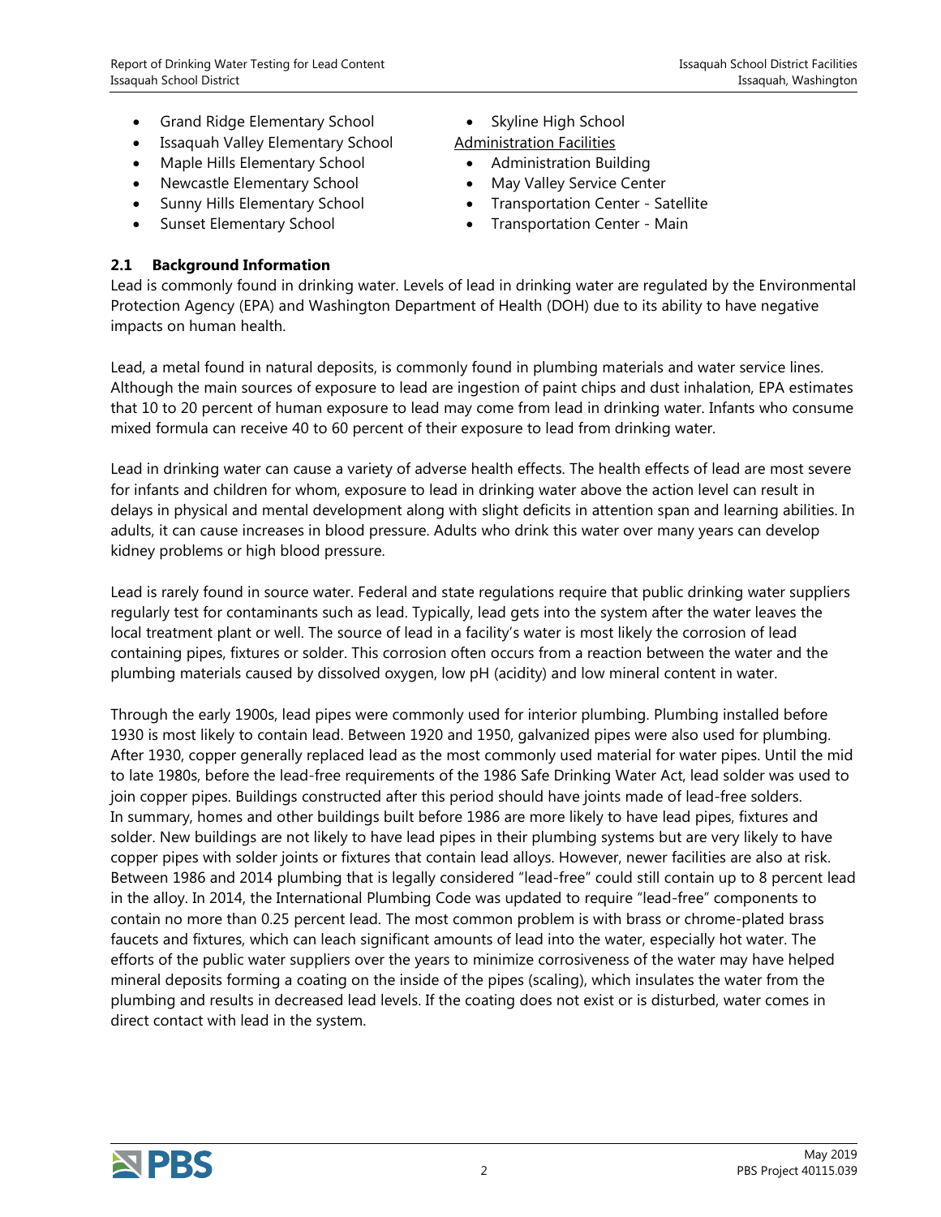- Grand Ridge Elementary School
- Issaquah Valley Elementary School
- Maple Hills Elementary School
- Newcastle Elementary School
- Sunny Hills Elementary School
- Sunset Elementary School
- Skyline High School

Administration Facilities

- Administration Building
- May Valley Service Center
- Transportation Center - Satellite
- Transportation Center - Main

### 2.1 Background Information

Lead is commonly found in drinking water. Levels of lead in drinking water are regulated by the Environmental Protection Agency (EPA) and Washington Department of Health (DOH) due to its ability to have negative impacts on human health.

Lead, a metal found in natural deposits, is commonly found in plumbing materials and water service lines. Although the main sources of exposure to lead are ingestion of paint chips and dust inhalation, EPA estimates that 10 to 20 percent of human exposure to lead may come from lead in drinking water. Infants who consume mixed formula can receive 40 to 60 percent of their exposure to lead from drinking water.

Lead in drinking water can cause a variety of adverse health effects. The health effects of lead are most severe for infants and children for whom, exposure to lead in drinking water above the action level can result in delays in physical and mental development along with slight deficits in attention span and learning abilities. In adults, it can cause increases in blood pressure. Adults who drink this water over many years can develop kidney problems or high blood pressure.

Lead is rarely found in source water. Federal and state regulations require that public drinking water suppliers regularly test for contaminants such as lead. Typically, lead gets into the system after the water leaves the local treatment plant or well. The source of lead in a facility's water is most likely the corrosion of lead containing pipes, fixtures or solder. This corrosion often occurs from a reaction between the water and the plumbing materials caused by dissolved oxygen, low pH (acidity) and low mineral content in water.

Through the early 1900s, lead pipes were commonly used for interior plumbing. Plumbing installed before 1930 is most likely to contain lead. Between 1920 and 1950, galvanized pipes were also used for plumbing. After 1930, copper generally replaced lead as the most commonly used material for water pipes. Until the mid to late 1980s, before the lead-free requirements of the 1986 Safe Drinking Water Act, lead solder was used to join copper pipes. Buildings constructed after this period should have joints made of lead-free solders. In summary, homes and other buildings built before 1986 are more likely to have lead pipes, fixtures and solder. New buildings are not likely to have lead pipes in their plumbing systems but are very likely to have copper pipes with solder joints or fixtures that contain lead alloys. However, newer facilities are also at risk. Between 1986 and 2014 plumbing that is legally considered "lead-free" could still contain up to 8 percent lead in the alloy. In 2014, the International Plumbing Code was updated to require "lead-free" components to contain no more than 0.25 percent lead. The most common problem is with brass or chrome-plated brass faucets and fixtures, which can leach significant amounts of lead into the water, especially hot water. The efforts of the public water suppliers over the years to minimize corrosiveness of the water may have helped mineral deposits forming a coating on the inside of the pipes (scaling), which insulates the water from the plumbing and results in decreased lead levels. If the coating does not exist or is disturbed, water comes in direct contact with lead in the system.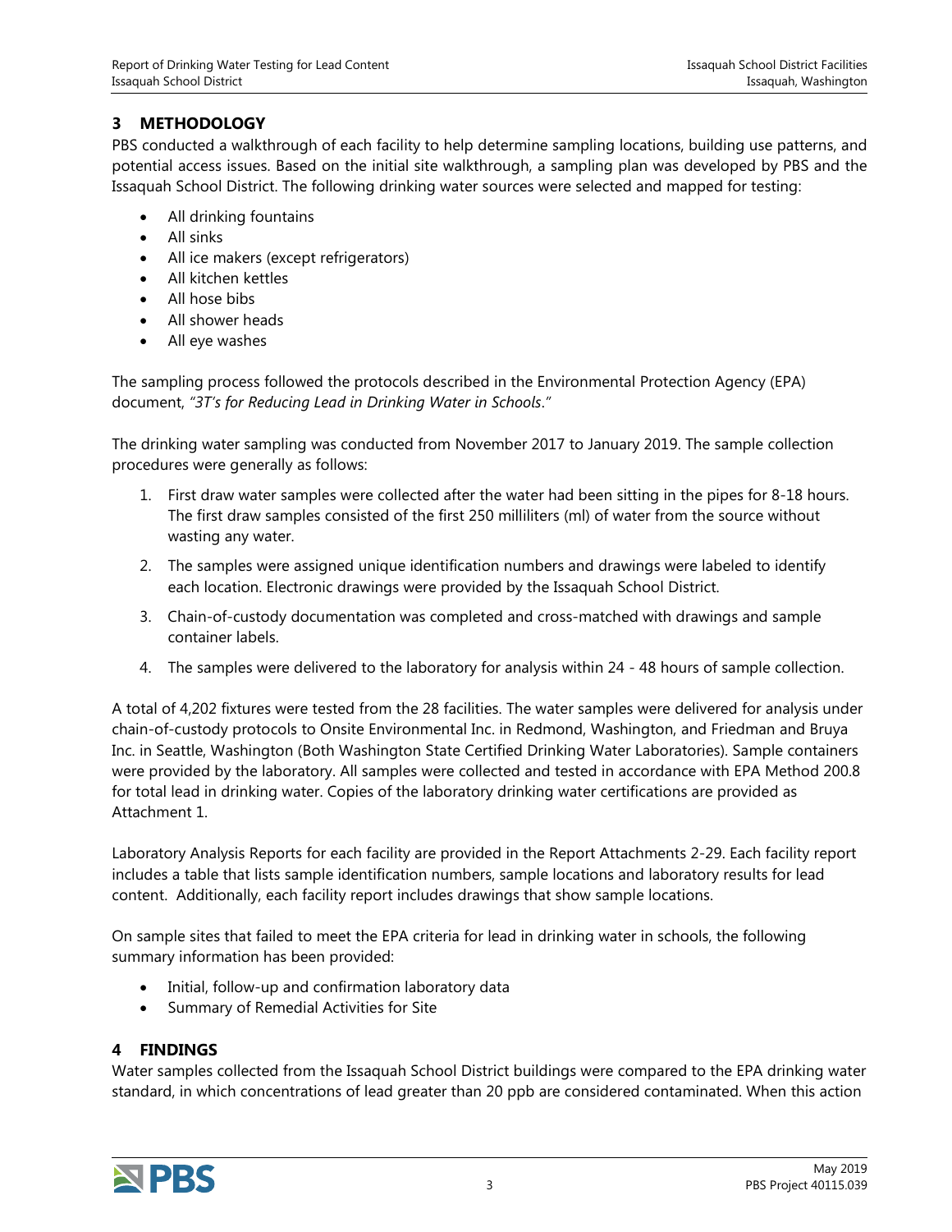## 3 METHODOLOGY

PBS conducted a walkthrough of each facility to help determine sampling locations, building use patterns, and potential access issues. Based on the initial site walkthrough, a sampling plan was developed by PBS and the Issaquah School District. The following drinking water sources were selected and mapped for testing:

- All drinking fountains
- All sinks
- All ice makers (except refrigerators)
- All kitchen kettles
- All hose bibs
- All shower heads
- All eye washes

The sampling process followed the protocols described in the Environmental Protection Agency (EPA) document, *"3T's for Reducing Lead in Drinking Water in Schools*.*"*

The drinking water sampling was conducted from November 2017 to January 2019. The sample collection procedures were generally as follows:

1. First draw water samples were collected after the water had been sitting in the pipes for 8-18 hours. The first draw samples consisted of the first 250 milliliters (ml) of water from the source without wasting any water.
2. The samples were assigned unique identification numbers and drawings were labeled to identify each location. Electronic drawings were provided by the Issaquah School District.
3. Chain-of-custody documentation was completed and cross-matched with drawings and sample container labels.
4. The samples were delivered to the laboratory for analysis within 24 - 48 hours of sample collection.

A total of 4,202 fixtures were tested from the 28 facilities. The water samples were delivered for analysis under chain-of-custody protocols to Onsite Environmental Inc. in Redmond, Washington, and Friedman and Bruya Inc. in Seattle, Washington (Both Washington State Certified Drinking Water Laboratories). Sample containers were provided by the laboratory. All samples were collected and tested in accordance with EPA Method 200.8 for total lead in drinking water. Copies of the laboratory drinking water certifications are provided as Attachment 1.

Laboratory Analysis Reports for each facility are provided in the Report Attachments 2-29. Each facility report includes a table that lists sample identification numbers, sample locations and laboratory results for lead content. Additionally, each facility report includes drawings that show sample locations.

On sample sites that failed to meet the EPA criteria for lead in drinking water in schools, the following summary information has been provided:

- Initial, follow-up and confirmation laboratory data
- Summary of Remedial Activities for Site

## 4 FINDINGS

Water samples collected from the Issaquah School District buildings were compared to the EPA drinking water standard, in which concentrations of lead greater than 20 ppb are considered contaminated. When this action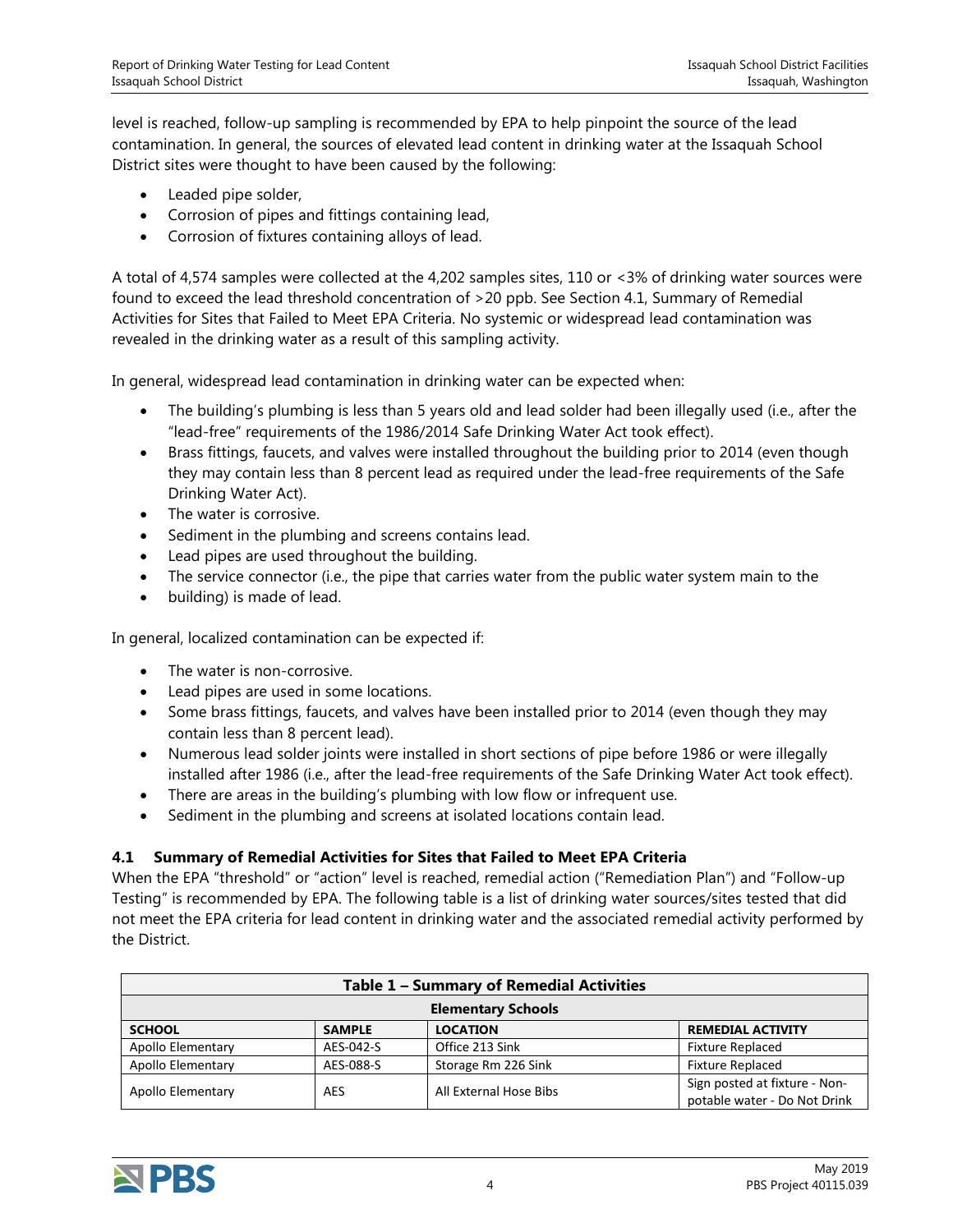level is reached, follow-up sampling is recommended by EPA to help pinpoint the source of the lead contamination. In general, the sources of elevated lead content in drinking water at the Issaquah School District sites were thought to have been caused by the following:

- Leaded pipe solder,
- Corrosion of pipes and fittings containing lead,
- Corrosion of fixtures containing alloys of lead.

A total of 4,574 samples were collected at the 4,202 samples sites, 110 or <3% of drinking water sources were found to exceed the lead threshold concentration of >20 ppb. See Section 4.1, Summary of Remedial Activities for Sites that Failed to Meet EPA Criteria. No systemic or widespread lead contamination was revealed in the drinking water as a result of this sampling activity.

In general, widespread lead contamination in drinking water can be expected when:

- The building's plumbing is less than 5 years old and lead solder had been illegally used (i.e., after the "lead-free" requirements of the 1986/2014 Safe Drinking Water Act took effect).
- Brass fittings, faucets, and valves were installed throughout the building prior to 2014 (even though they may contain less than 8 percent lead as required under the lead-free requirements of the Safe Drinking Water Act).
- The water is corrosive.
- Sediment in the plumbing and screens contains lead.
- Lead pipes are used throughout the building.
- The service connector (i.e., the pipe that carries water from the public water system main to the
- building) is made of lead.

In general, localized contamination can be expected if:

- The water is non-corrosive.
- Lead pipes are used in some locations.
- Some brass fittings, faucets, and valves have been installed prior to 2014 (even though they may contain less than 8 percent lead).
- Numerous lead solder joints were installed in short sections of pipe before 1986 or were illegally installed after 1986 (i.e., after the lead-free requirements of the Safe Drinking Water Act took effect).
- There are areas in the building's plumbing with low flow or infrequent use.
- Sediment in the plumbing and screens at isolated locations contain lead.

### 4.1 Summary of Remedial Activities for Sites that Failed to Meet EPA Criteria

When the EPA "threshold" or "action" level is reached, remedial action ("Remediation Plan") and "Follow-up Testing" is recommended by EPA. The following table is a list of drinking water sources/sites tested that did not meet the EPA criteria for lead content in drinking water and the associated remedial activity performed by the District.

| Table 1 – Summary of Remedial Activities | | | |
|---|---|---|---|
| **Elementary Schools** | | | |
| **SCHOOL** | **SAMPLE** | **LOCATION** | **REMEDIAL ACTIVITY** |
| Apollo Elementary | AES-042-S | Office 213 Sink | Fixture Replaced |
| Apollo Elementary | AES-088-S | Storage Rm 226 Sink | Fixture Replaced |
| Apollo Elementary | AES | All External Hose Bibs | Sign posted at fixture - Non-potable water - Do Not Drink |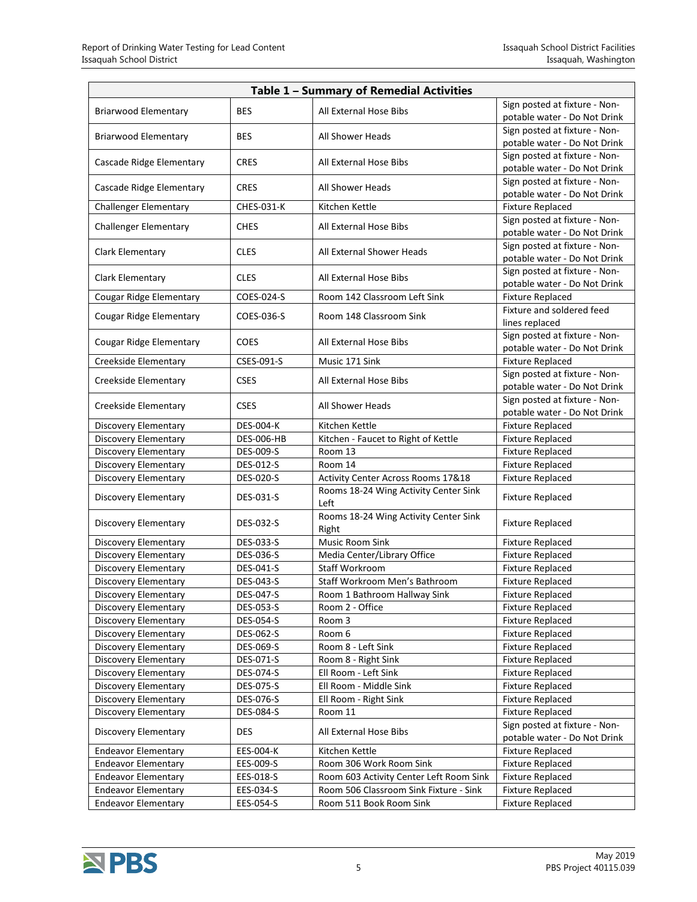**Table 1 – Summary of Remedial Activities**

| | | | |
|---|---|---|---|
| Briarwood Elementary | BES | All External Hose Bibs | Sign posted at fixture - Non-potable water - Do Not Drink |
| Briarwood Elementary | BES | All Shower Heads | Sign posted at fixture - Non-potable water - Do Not Drink |
| Cascade Ridge Elementary | CRES | All External Hose Bibs | Sign posted at fixture - Non-potable water - Do Not Drink |
| Cascade Ridge Elementary | CRES | All Shower Heads | Sign posted at fixture - Non-potable water - Do Not Drink |
| Challenger Elementary | CHES-031-K | Kitchen Kettle | Fixture Replaced |
| Challenger Elementary | CHES | All External Hose Bibs | Sign posted at fixture - Non-potable water - Do Not Drink |
| Clark Elementary | CLES | All External Shower Heads | Sign posted at fixture - Non-potable water - Do Not Drink |
| Clark Elementary | CLES | All External Hose Bibs | Sign posted at fixture - Non-potable water - Do Not Drink |
| Cougar Ridge Elementary | COES-024-S | Room 142 Classroom Left Sink | Fixture Replaced |
| Cougar Ridge Elementary | COES-036-S | Room 148 Classroom Sink | Fixture and soldered feed lines replaced |
| Cougar Ridge Elementary | COES | All External Hose Bibs | Sign posted at fixture - Non-potable water - Do Not Drink |
| Creekside Elementary | CSES-091-S | Music 171 Sink | Fixture Replaced |
| Creekside Elementary | CSES | All External Hose Bibs | Sign posted at fixture - Non-potable water - Do Not Drink |
| Creekside Elementary | CSES | All Shower Heads | Sign posted at fixture - Non-potable water - Do Not Drink |
| Discovery Elementary | DES-004-K | Kitchen Kettle | Fixture Replaced |
| Discovery Elementary | DES-006-HB | Kitchen - Faucet to Right of Kettle | Fixture Replaced |
| Discovery Elementary | DES-009-S | Room 13 | Fixture Replaced |
| Discovery Elementary | DES-012-S | Room 14 | Fixture Replaced |
| Discovery Elementary | DES-020-S | Activity Center Across Rooms 17&18 | Fixture Replaced |
| Discovery Elementary | DES-031-S | Rooms 18-24 Wing Activity Center Sink Left | Fixture Replaced |
| Discovery Elementary | DES-032-S | Rooms 18-24 Wing Activity Center Sink Right | Fixture Replaced |
| Discovery Elementary | DES-033-S | Music Room Sink | Fixture Replaced |
| Discovery Elementary | DES-036-S | Media Center/Library Office | Fixture Replaced |
| Discovery Elementary | DES-041-S | Staff Workroom | Fixture Replaced |
| Discovery Elementary | DES-043-S | Staff Workroom Men's Bathroom | Fixture Replaced |
| Discovery Elementary | DES-047-S | Room 1 Bathroom Hallway Sink | Fixture Replaced |
| Discovery Elementary | DES-053-S | Room 2 - Office | Fixture Replaced |
| Discovery Elementary | DES-054-S | Room 3 | Fixture Replaced |
| Discovery Elementary | DES-062-S | Room 6 | Fixture Replaced |
| Discovery Elementary | DES-069-S | Room 8 - Left Sink | Fixture Replaced |
| Discovery Elementary | DES-071-S | Room 8 - Right Sink | Fixture Replaced |
| Discovery Elementary | DES-074-S | Ell Room - Left Sink | Fixture Replaced |
| Discovery Elementary | DES-075-S | Ell Room - Middle Sink | Fixture Replaced |
| Discovery Elementary | DES-076-S | Ell Room - Right Sink | Fixture Replaced |
| Discovery Elementary | DES-084-S | Room 11 | Fixture Replaced |
| Discovery Elementary | DES | All External Hose Bibs | Sign posted at fixture - Non-potable water - Do Not Drink |
| Endeavor Elementary | EES-004-K | Kitchen Kettle | Fixture Replaced |
| Endeavor Elementary | EES-009-S | Room 306 Work Room Sink | Fixture Replaced |
| Endeavor Elementary | EES-018-S | Room 603 Activity Center Left Room Sink | Fixture Replaced |
| Endeavor Elementary | EES-034-S | Room 506 Classroom Sink Fixture - Sink | Fixture Replaced |
| Endeavor Elementary | EES-054-S | Room 511 Book Room Sink | Fixture Replaced |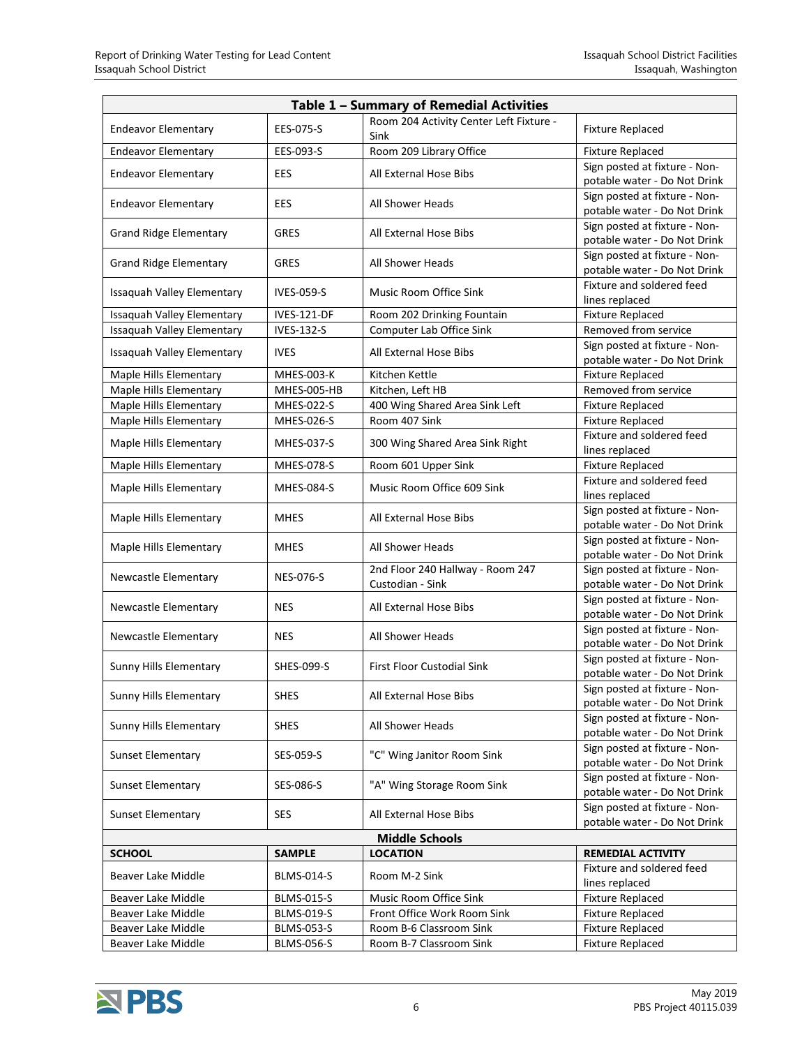| Table 1 – Summary of Remedial Activities | | | |
|---|---|---|---|
| Endeavor Elementary | EES-075-S | Room 204 Activity Center Left Fixture - Sink | Fixture Replaced |
| Endeavor Elementary | EES-093-S | Room 209 Library Office | Fixture Replaced |
| Endeavor Elementary | EES | All External Hose Bibs | Sign posted at fixture - Non-potable water - Do Not Drink |
| Endeavor Elementary | EES | All Shower Heads | Sign posted at fixture - Non-potable water - Do Not Drink |
| Grand Ridge Elementary | GRES | All External Hose Bibs | Sign posted at fixture - Non-potable water - Do Not Drink |
| Grand Ridge Elementary | GRES | All Shower Heads | Sign posted at fixture - Non-potable water - Do Not Drink |
| Issaquah Valley Elementary | IVES-059-S | Music Room Office Sink | Fixture and soldered feed lines replaced |
| Issaquah Valley Elementary | IVES-121-DF | Room 202 Drinking Fountain | Fixture Replaced |
| Issaquah Valley Elementary | IVES-132-S | Computer Lab Office Sink | Removed from service |
| Issaquah Valley Elementary | IVES | All External Hose Bibs | Sign posted at fixture - Non-potable water - Do Not Drink |
| Maple Hills Elementary | MHES-003-K | Kitchen Kettle | Fixture Replaced |
| Maple Hills Elementary | MHES-005-HB | Kitchen, Left HB | Removed from service |
| Maple Hills Elementary | MHES-022-S | 400 Wing Shared Area Sink Left | Fixture Replaced |
| Maple Hills Elementary | MHES-026-S | Room 407 Sink | Fixture Replaced |
| Maple Hills Elementary | MHES-037-S | 300 Wing Shared Area Sink Right | Fixture and soldered feed lines replaced |
| Maple Hills Elementary | MHES-078-S | Room 601 Upper Sink | Fixture Replaced |
| Maple Hills Elementary | MHES-084-S | Music Room Office 609 Sink | Fixture and soldered feed lines replaced |
| Maple Hills Elementary | MHES | All External Hose Bibs | Sign posted at fixture - Non-potable water - Do Not Drink |
| Maple Hills Elementary | MHES | All Shower Heads | Sign posted at fixture - Non-potable water - Do Not Drink |
| Newcastle Elementary | NES-076-S | 2nd Floor 240 Hallway - Room 247 Custodian - Sink | Sign posted at fixture - Non-potable water - Do Not Drink |
| Newcastle Elementary | NES | All External Hose Bibs | Sign posted at fixture - Non-potable water - Do Not Drink |
| Newcastle Elementary | NES | All Shower Heads | Sign posted at fixture - Non-potable water - Do Not Drink |
| Sunny Hills Elementary | SHES-099-S | First Floor Custodial Sink | Sign posted at fixture - Non-potable water - Do Not Drink |
| Sunny Hills Elementary | SHES | All External Hose Bibs | Sign posted at fixture - Non-potable water - Do Not Drink |
| Sunny Hills Elementary | SHES | All Shower Heads | Sign posted at fixture - Non-potable water - Do Not Drink |
| Sunset Elementary | SES-059-S | "C" Wing Janitor Room Sink | Sign posted at fixture - Non-potable water - Do Not Drink |
| Sunset Elementary | SES-086-S | "A" Wing Storage Room Sink | Sign posted at fixture - Non-potable water - Do Not Drink |
| Sunset Elementary | SES | All External Hose Bibs | Sign posted at fixture - Non-potable water - Do Not Drink |
| **Middle Schools** | | | |
| **SCHOOL** | **SAMPLE** | **LOCATION** | **REMEDIAL ACTIVITY** |
| Beaver Lake Middle | BLMS-014-S | Room M-2 Sink | Fixture and soldered feed lines replaced |
| Beaver Lake Middle | BLMS-015-S | Music Room Office Sink | Fixture Replaced |
| Beaver Lake Middle | BLMS-019-S | Front Office Work Room Sink | Fixture Replaced |
| Beaver Lake Middle | BLMS-053-S | Room B-6 Classroom Sink | Fixture Replaced |
| Beaver Lake Middle | BLMS-056-S | Room B-7 Classroom Sink | Fixture Replaced |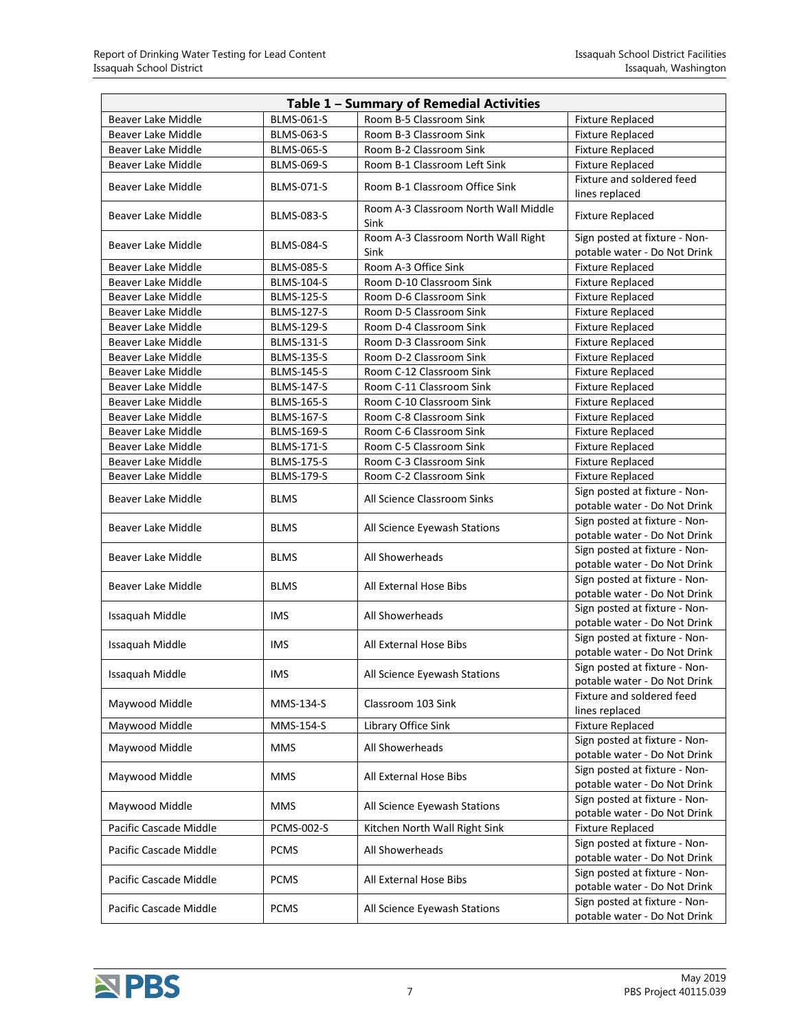| Table 1 – Summary of Remedial Activities | | | |
|---|---|---|---|
| Beaver Lake Middle | BLMS-061-S | Room B-5 Classroom Sink | Fixture Replaced |
| Beaver Lake Middle | BLMS-063-S | Room B-3 Classroom Sink | Fixture Replaced |
| Beaver Lake Middle | BLMS-065-S | Room B-2 Classroom Sink | Fixture Replaced |
| Beaver Lake Middle | BLMS-069-S | Room B-1 Classroom Left Sink | Fixture Replaced |
| Beaver Lake Middle | BLMS-071-S | Room B-1 Classroom Office Sink | Fixture and soldered feed lines replaced |
| Beaver Lake Middle | BLMS-083-S | Room A-3 Classroom North Wall Middle Sink | Fixture Replaced |
| Beaver Lake Middle | BLMS-084-S | Room A-3 Classroom North Wall Right Sink | Sign posted at fixture - Non-potable water - Do Not Drink |
| Beaver Lake Middle | BLMS-085-S | Room A-3 Office Sink | Fixture Replaced |
| Beaver Lake Middle | BLMS-104-S | Room D-10 Classroom Sink | Fixture Replaced |
| Beaver Lake Middle | BLMS-125-S | Room D-6 Classroom Sink | Fixture Replaced |
| Beaver Lake Middle | BLMS-127-S | Room D-5 Classroom Sink | Fixture Replaced |
| Beaver Lake Middle | BLMS-129-S | Room D-4 Classroom Sink | Fixture Replaced |
| Beaver Lake Middle | BLMS-131-S | Room D-3 Classroom Sink | Fixture Replaced |
| Beaver Lake Middle | BLMS-135-S | Room D-2 Classroom Sink | Fixture Replaced |
| Beaver Lake Middle | BLMS-145-S | Room C-12 Classroom Sink | Fixture Replaced |
| Beaver Lake Middle | BLMS-147-S | Room C-11 Classroom Sink | Fixture Replaced |
| Beaver Lake Middle | BLMS-165-S | Room C-10 Classroom Sink | Fixture Replaced |
| Beaver Lake Middle | BLMS-167-S | Room C-8 Classroom Sink | Fixture Replaced |
| Beaver Lake Middle | BLMS-169-S | Room C-6 Classroom Sink | Fixture Replaced |
| Beaver Lake Middle | BLMS-171-S | Room C-5 Classroom Sink | Fixture Replaced |
| Beaver Lake Middle | BLMS-175-S | Room C-3 Classroom Sink | Fixture Replaced |
| Beaver Lake Middle | BLMS-179-S | Room C-2 Classroom Sink | Fixture Replaced |
| Beaver Lake Middle | BLMS | All Science Classroom Sinks | Sign posted at fixture - Non-potable water - Do Not Drink |
| Beaver Lake Middle | BLMS | All Science Eyewash Stations | Sign posted at fixture - Non-potable water - Do Not Drink |
| Beaver Lake Middle | BLMS | All Showerheads | Sign posted at fixture - Non-potable water - Do Not Drink |
| Beaver Lake Middle | BLMS | All External Hose Bibs | Sign posted at fixture - Non-potable water - Do Not Drink |
| Issaquah Middle | IMS | All Showerheads | Sign posted at fixture - Non-potable water - Do Not Drink |
| Issaquah Middle | IMS | All External Hose Bibs | Sign posted at fixture - Non-potable water - Do Not Drink |
| Issaquah Middle | IMS | All Science Eyewash Stations | Sign posted at fixture - Non-potable water - Do Not Drink |
| Maywood Middle | MMS-134-S | Classroom 103 Sink | Fixture and soldered feed lines replaced |
| Maywood Middle | MMS-154-S | Library Office Sink | Fixture Replaced |
| Maywood Middle | MMS | All Showerheads | Sign posted at fixture - Non-potable water - Do Not Drink |
| Maywood Middle | MMS | All External Hose Bibs | Sign posted at fixture - Non-potable water - Do Not Drink |
| Maywood Middle | MMS | All Science Eyewash Stations | Sign posted at fixture - Non-potable water - Do Not Drink |
| Pacific Cascade Middle | PCMS-002-S | Kitchen North Wall Right Sink | Fixture Replaced |
| Pacific Cascade Middle | PCMS | All Showerheads | Sign posted at fixture - Non-potable water - Do Not Drink |
| Pacific Cascade Middle | PCMS | All External Hose Bibs | Sign posted at fixture - Non-potable water - Do Not Drink |
| Pacific Cascade Middle | PCMS | All Science Eyewash Stations | Sign posted at fixture - Non-potable water - Do Not Drink |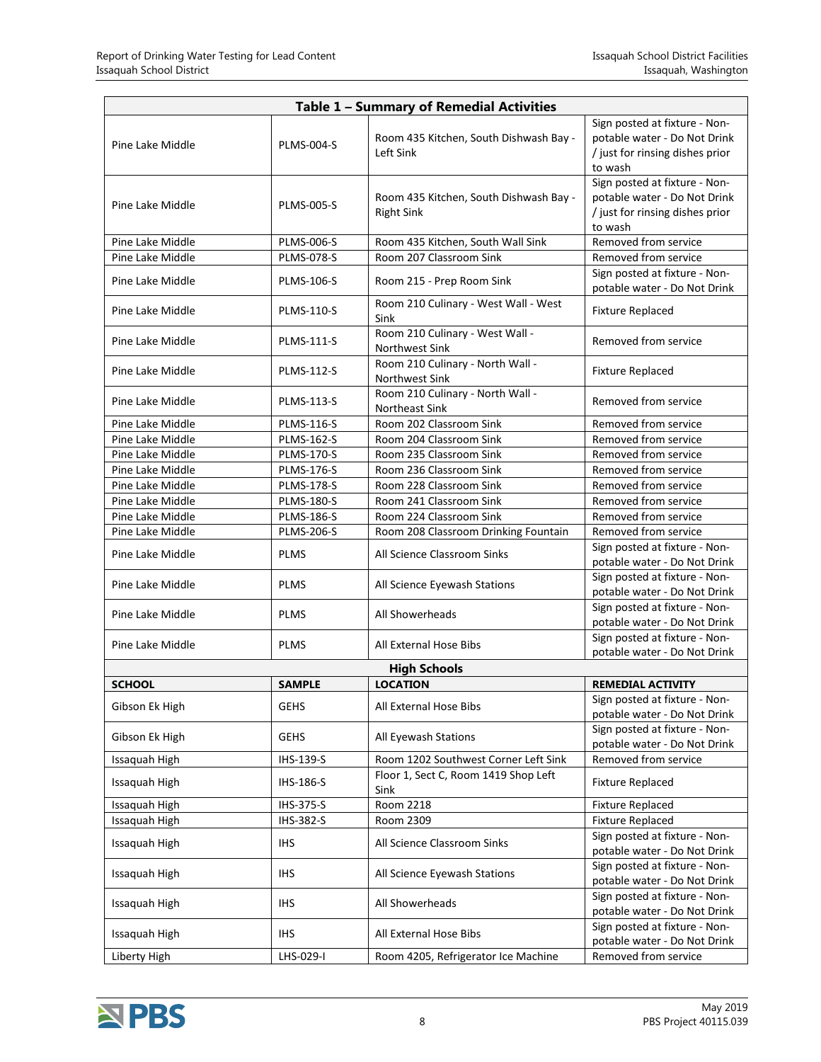| Table 1 – Summary of Remedial Activities | | | |
|---|---|---|---|
| Pine Lake Middle | PLMS-004-S | Room 435 Kitchen, South Dishwash Bay - Left Sink | Sign posted at fixture - Non-potable water - Do Not Drink / just for rinsing dishes prior to wash |
| Pine Lake Middle | PLMS-005-S | Room 435 Kitchen, South Dishwash Bay - Right Sink | Sign posted at fixture - Non-potable water - Do Not Drink / just for rinsing dishes prior to wash |
| Pine Lake Middle | PLMS-006-S | Room 435 Kitchen, South Wall Sink | Removed from service |
| Pine Lake Middle | PLMS-078-S | Room 207 Classroom Sink | Removed from service |
| Pine Lake Middle | PLMS-106-S | Room 215 - Prep Room Sink | Sign posted at fixture - Non-potable water - Do Not Drink |
| Pine Lake Middle | PLMS-110-S | Room 210 Culinary - West Wall - West Sink | Fixture Replaced |
| Pine Lake Middle | PLMS-111-S | Room 210 Culinary - West Wall - Northwest Sink | Removed from service |
| Pine Lake Middle | PLMS-112-S | Room 210 Culinary - North Wall - Northwest Sink | Fixture Replaced |
| Pine Lake Middle | PLMS-113-S | Room 210 Culinary - North Wall - Northeast Sink | Removed from service |
| Pine Lake Middle | PLMS-116-S | Room 202 Classroom Sink | Removed from service |
| Pine Lake Middle | PLMS-162-S | Room 204 Classroom Sink | Removed from service |
| Pine Lake Middle | PLMS-170-S | Room 235 Classroom Sink | Removed from service |
| Pine Lake Middle | PLMS-176-S | Room 236 Classroom Sink | Removed from service |
| Pine Lake Middle | PLMS-178-S | Room 228 Classroom Sink | Removed from service |
| Pine Lake Middle | PLMS-180-S | Room 241 Classroom Sink | Removed from service |
| Pine Lake Middle | PLMS-186-S | Room 224 Classroom Sink | Removed from service |
| Pine Lake Middle | PLMS-206-S | Room 208 Classroom Drinking Fountain | Removed from service |
| Pine Lake Middle | PLMS | All Science Classroom Sinks | Sign posted at fixture - Non-potable water - Do Not Drink |
| Pine Lake Middle | PLMS | All Science Eyewash Stations | Sign posted at fixture - Non-potable water - Do Not Drink |
| Pine Lake Middle | PLMS | All Showerheads | Sign posted at fixture - Non-potable water - Do Not Drink |
| Pine Lake Middle | PLMS | All External Hose Bibs | Sign posted at fixture - Non-potable water - Do Not Drink |
| **High Schools** | | | |
| **SCHOOL** | **SAMPLE** | **LOCATION** | **REMEDIAL ACTIVITY** |
| Gibson Ek High | GEHS | All External Hose Bibs | Sign posted at fixture - Non-potable water - Do Not Drink |
| Gibson Ek High | GEHS | All Eyewash Stations | Sign posted at fixture - Non-potable water - Do Not Drink |
| Issaquah High | IHS-139-S | Room 1202 Southwest Corner Left Sink | Removed from service |
| Issaquah High | IHS-186-S | Floor 1, Sect C, Room 1419 Shop Left Sink | Fixture Replaced |
| Issaquah High | IHS-375-S | Room 2218 | Fixture Replaced |
| Issaquah High | IHS-382-S | Room 2309 | Fixture Replaced |
| Issaquah High | IHS | All Science Classroom Sinks | Sign posted at fixture - Non-potable water - Do Not Drink |
| Issaquah High | IHS | All Science Eyewash Stations | Sign posted at fixture - Non-potable water - Do Not Drink |
| Issaquah High | IHS | All Showerheads | Sign posted at fixture - Non-potable water - Do Not Drink |
| Issaquah High | IHS | All External Hose Bibs | Sign posted at fixture - Non-potable water - Do Not Drink |
| Liberty High | LHS-029-I | Room 4205, Refrigerator Ice Machine | Removed from service |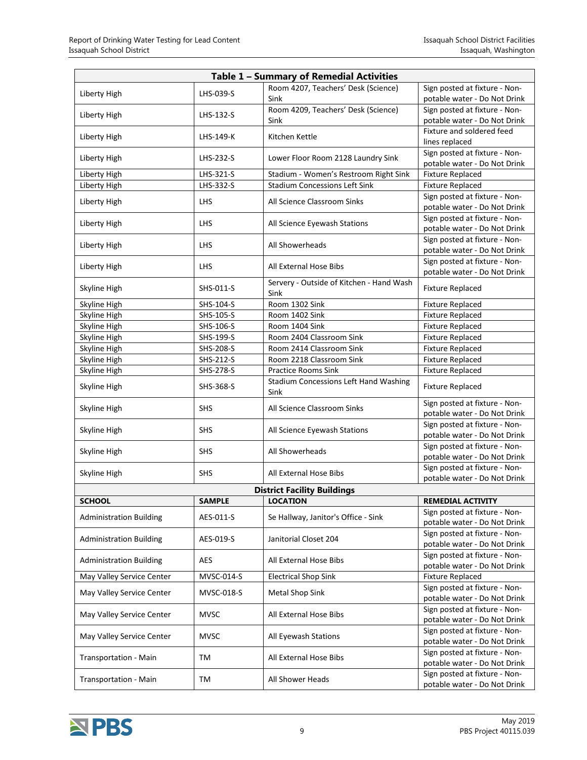**Table 1 – Summary of Remedial Activities**

| | | | |
|---|---|---|---|
| Liberty High | LHS-039-S | Room 4207, Teachers' Desk (Science) Sink | Sign posted at fixture - Non-potable water - Do Not Drink |
| Liberty High | LHS-132-S | Room 4209, Teachers' Desk (Science) Sink | Sign posted at fixture - Non-potable water - Do Not Drink |
| Liberty High | LHS-149-K | Kitchen Kettle | Fixture and soldered feed lines replaced |
| Liberty High | LHS-232-S | Lower Floor Room 2128 Laundry Sink | Sign posted at fixture - Non-potable water - Do Not Drink |
| Liberty High | LHS-321-S | Stadium - Women's Restroom Right Sink | Fixture Replaced |
| Liberty High | LHS-332-S | Stadium Concessions Left Sink | Fixture Replaced |
| Liberty High | LHS | All Science Classroom Sinks | Sign posted at fixture - Non-potable water - Do Not Drink |
| Liberty High | LHS | All Science Eyewash Stations | Sign posted at fixture - Non-potable water - Do Not Drink |
| Liberty High | LHS | All Showerheads | Sign posted at fixture - Non-potable water - Do Not Drink |
| Liberty High | LHS | All External Hose Bibs | Sign posted at fixture - Non-potable water - Do Not Drink |
| Skyline High | SHS-011-S | Servery - Outside of Kitchen - Hand Wash Sink | Fixture Replaced |
| Skyline High | SHS-104-S | Room 1302 Sink | Fixture Replaced |
| Skyline High | SHS-105-S | Room 1402 Sink | Fixture Replaced |
| Skyline High | SHS-106-S | Room 1404 Sink | Fixture Replaced |
| Skyline High | SHS-199-S | Room 2404 Classroom Sink | Fixture Replaced |
| Skyline High | SHS-208-S | Room 2414 Classroom Sink | Fixture Replaced |
| Skyline High | SHS-212-S | Room 2218 Classroom Sink | Fixture Replaced |
| Skyline High | SHS-278-S | Practice Rooms Sink | Fixture Replaced |
| Skyline High | SHS-368-S | Stadium Concessions Left Hand Washing Sink | Fixture Replaced |
| Skyline High | SHS | All Science Classroom Sinks | Sign posted at fixture - Non-potable water - Do Not Drink |
| Skyline High | SHS | All Science Eyewash Stations | Sign posted at fixture - Non-potable water - Do Not Drink |
| Skyline High | SHS | All Showerheads | Sign posted at fixture - Non-potable water - Do Not Drink |
| Skyline High | SHS | All External Hose Bibs | Sign posted at fixture - Non-potable water - Do Not Drink |
| **District Facility Buildings** | | | |
| **SCHOOL** | **SAMPLE** | **LOCATION** | **REMEDIAL ACTIVITY** |
| Administration Building | AES-011-S | Se Hallway, Janitor's Office - Sink | Sign posted at fixture - Non-potable water - Do Not Drink |
| Administration Building | AES-019-S | Janitorial Closet 204 | Sign posted at fixture - Non-potable water - Do Not Drink |
| Administration Building | AES | All External Hose Bibs | Sign posted at fixture - Non-potable water - Do Not Drink |
| May Valley Service Center | MVSC-014-S | Electrical Shop Sink | Fixture Replaced |
| May Valley Service Center | MVSC-018-S | Metal Shop Sink | Sign posted at fixture - Non-potable water - Do Not Drink |
| May Valley Service Center | MVSC | All External Hose Bibs | Sign posted at fixture - Non-potable water - Do Not Drink |
| May Valley Service Center | MVSC | All Eyewash Stations | Sign posted at fixture - Non-potable water - Do Not Drink |
| Transportation - Main | TM | All External Hose Bibs | Sign posted at fixture - Non-potable water - Do Not Drink |
| Transportation - Main | TM | All Shower Heads | Sign posted at fixture - Non-potable water - Do Not Drink |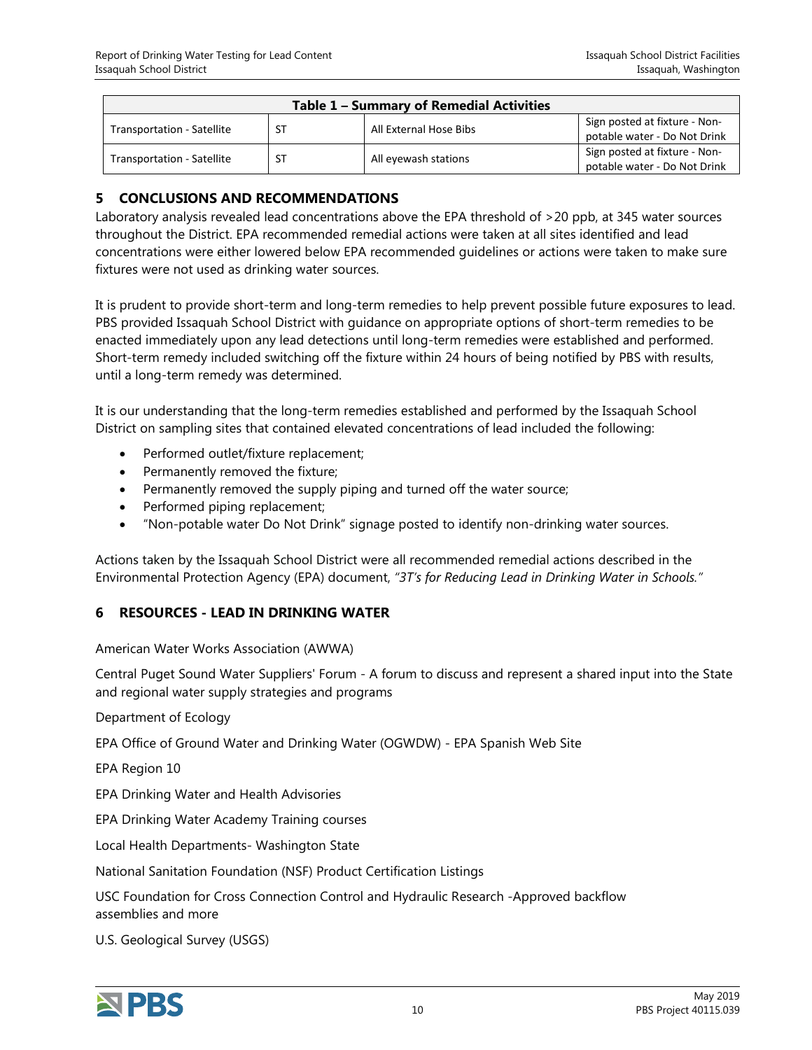| Table 1 – Summary of Remedial Activities | | | |
|---|---|---|---|
| Transportation - Satellite | ST | All External Hose Bibs | Sign posted at fixture - Non-potable water - Do Not Drink |
| Transportation - Satellite | ST | All eyewash stations | Sign posted at fixture - Non-potable water - Do Not Drink |

## 5 CONCLUSIONS AND RECOMMENDATIONS

Laboratory analysis revealed lead concentrations above the EPA threshold of >20 ppb, at 345 water sources throughout the District. EPA recommended remedial actions were taken at all sites identified and lead concentrations were either lowered below EPA recommended guidelines or actions were taken to make sure fixtures were not used as drinking water sources.

It is prudent to provide short-term and long-term remedies to help prevent possible future exposures to lead. PBS provided Issaquah School District with guidance on appropriate options of short-term remedies to be enacted immediately upon any lead detections until long-term remedies were established and performed. Short-term remedy included switching off the fixture within 24 hours of being notified by PBS with results, until a long-term remedy was determined.

It is our understanding that the long-term remedies established and performed by the Issaquah School District on sampling sites that contained elevated concentrations of lead included the following:

- Performed outlet/fixture replacement;
- Permanently removed the fixture;
- Permanently removed the supply piping and turned off the water source;
- Performed piping replacement;
- "Non-potable water Do Not Drink" signage posted to identify non-drinking water sources.

Actions taken by the Issaquah School District were all recommended remedial actions described in the Environmental Protection Agency (EPA) document, *"3T's for Reducing Lead in Drinking Water in Schools."*

## 6 RESOURCES - LEAD IN DRINKING WATER

American Water Works Association (AWWA)

Central Puget Sound Water Suppliers' Forum - A forum to discuss and represent a shared input into the State and regional water supply strategies and programs

Department of Ecology

EPA Office of Ground Water and Drinking Water (OGWDW) - EPA Spanish Web Site

EPA Region 10

EPA Drinking Water and Health Advisories

EPA Drinking Water Academy Training courses

Local Health Departments- Washington State

National Sanitation Foundation (NSF) Product Certification Listings

USC Foundation for Cross Connection Control and Hydraulic Research -Approved backflow assemblies and more

U.S. Geological Survey (USGS)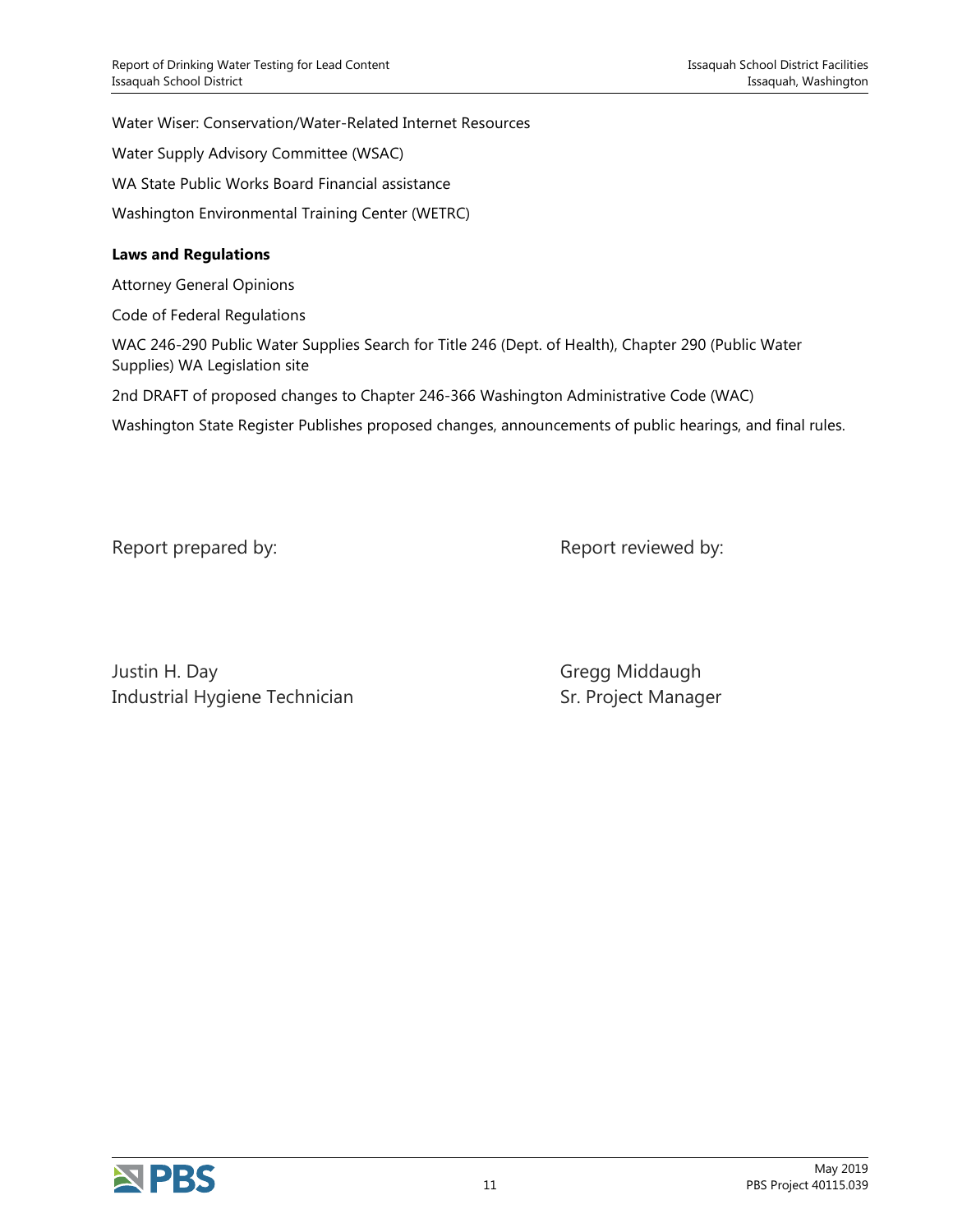Water Wiser: Conservation/Water-Related Internet Resources

Water Supply Advisory Committee (WSAC)

WA State Public Works Board Financial assistance

Washington Environmental Training Center (WETRC)

**Laws and Regulations**

Attorney General Opinions

Code of Federal Regulations

WAC 246-290 Public Water Supplies Search for Title 246 (Dept. of Health), Chapter 290 (Public Water Supplies) WA Legislation site

2nd DRAFT of proposed changes to Chapter 246-366 Washington Administrative Code (WAC)

Washington State Register Publishes proposed changes, announcements of public hearings, and final rules.

Report prepared by:

Justin H. Day
Industrial Hygiene Technician

Report reviewed by:

Gregg Middaugh
Sr. Project Manager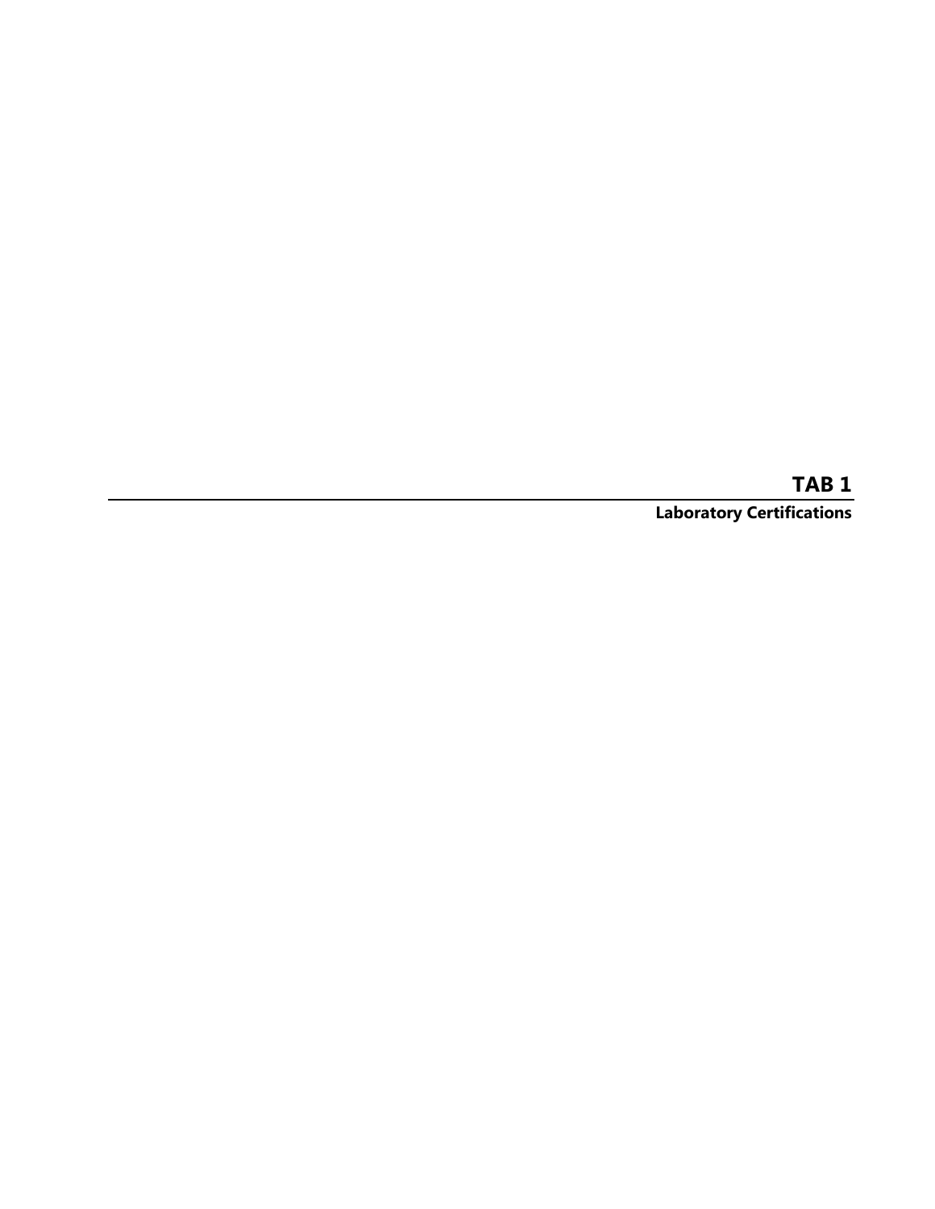# TAB 1

**Laboratory Certifications**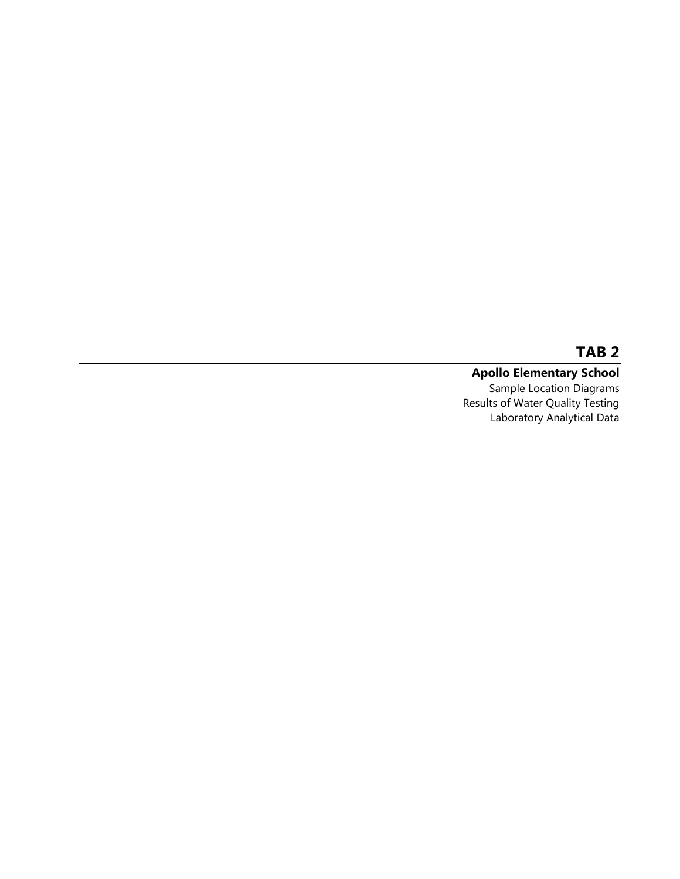# TAB 2

## Apollo Elementary School

Sample Location Diagrams
Results of Water Quality Testing
Laboratory Analytical Data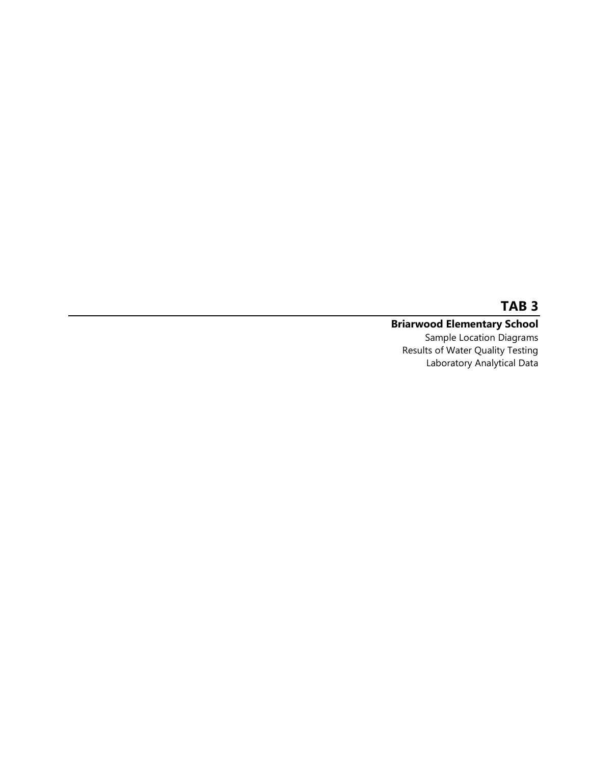# TAB 3

---

**Briarwood Elementary School**

Sample Location Diagrams

Results of Water Quality Testing

Laboratory Analytical Data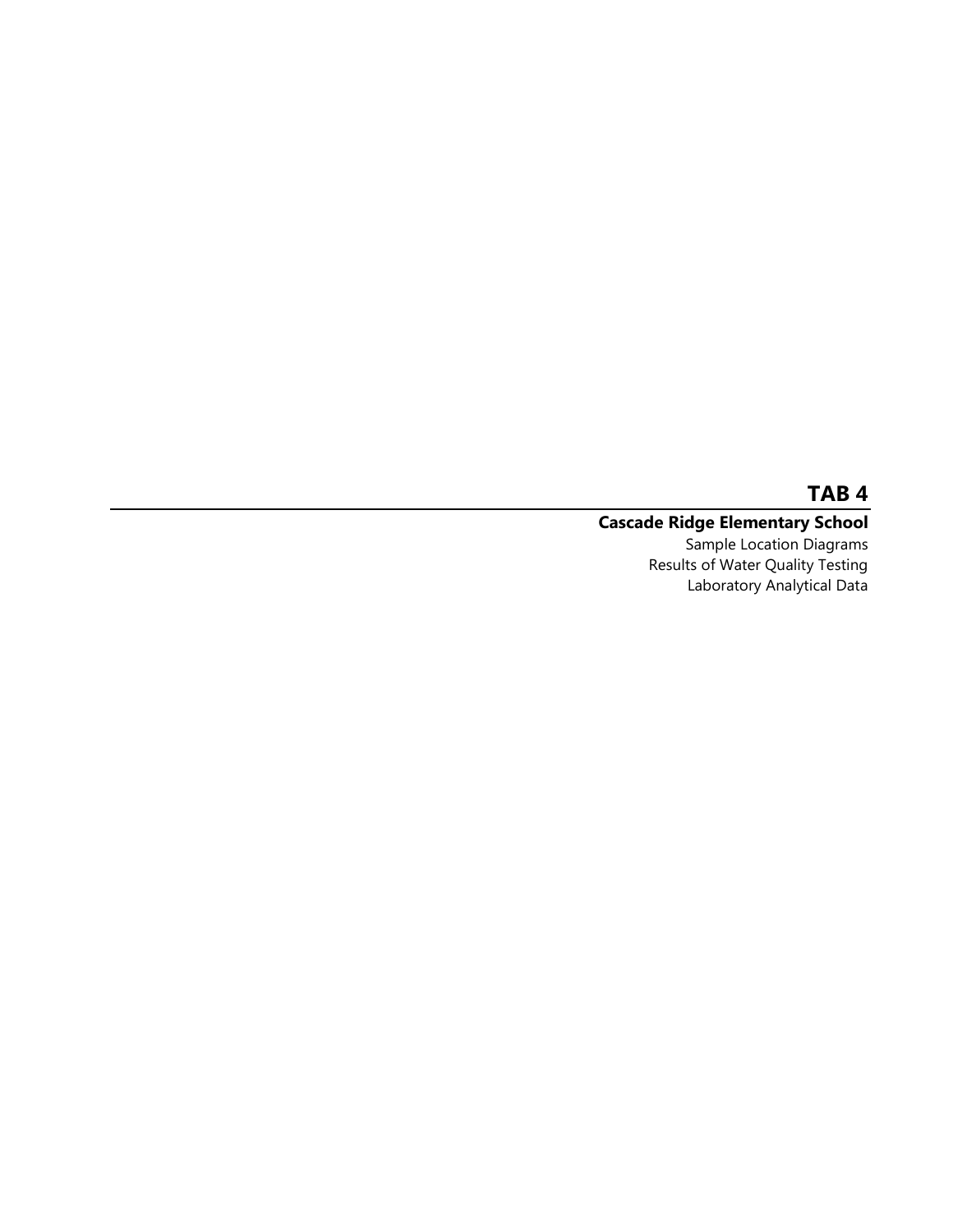# TAB 4

## Cascade Ridge Elementary School

Sample Location Diagrams
Results of Water Quality Testing
Laboratory Analytical Data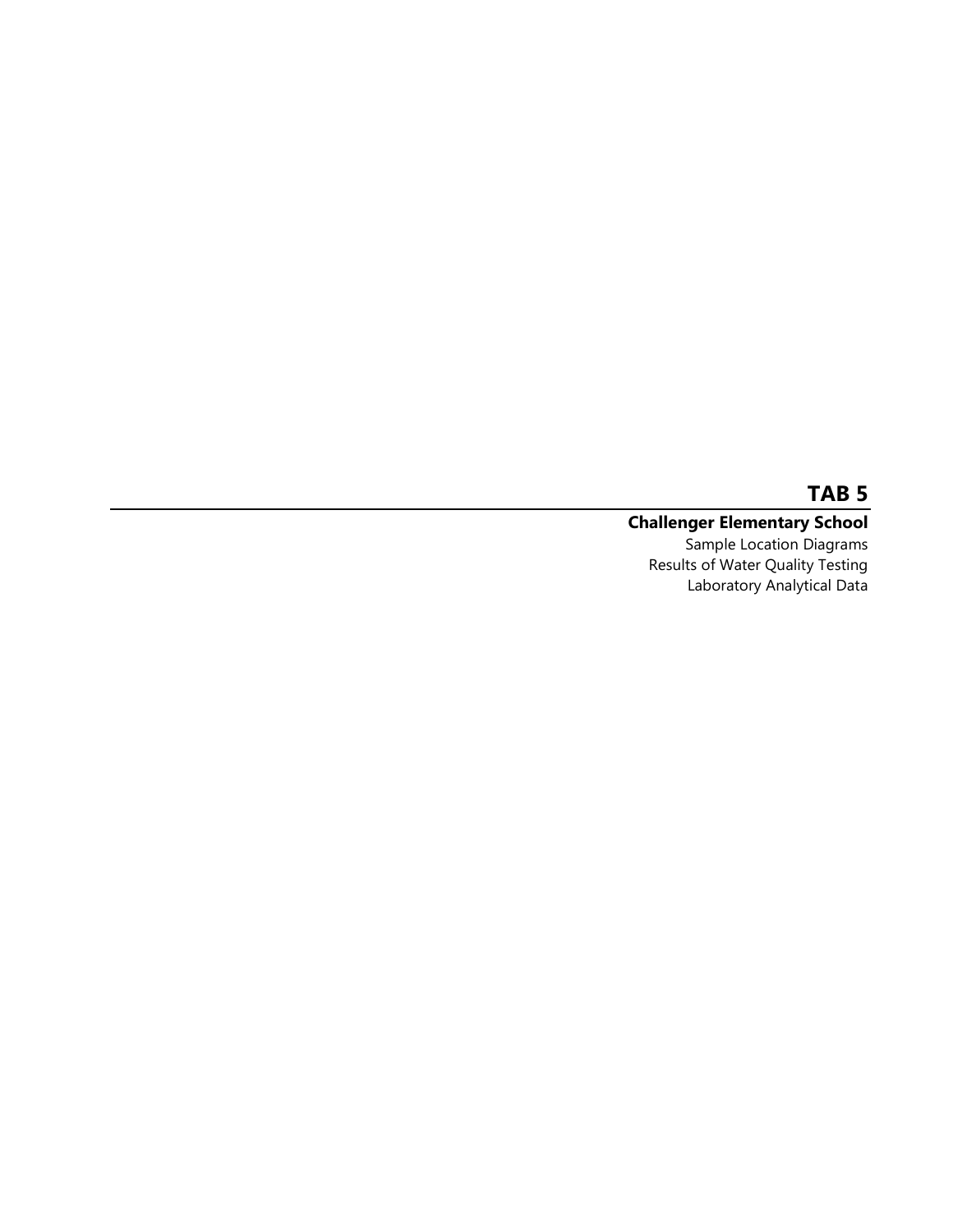# TAB 5

## Challenger Elementary School

Sample Location Diagrams
Results of Water Quality Testing
Laboratory Analytical Data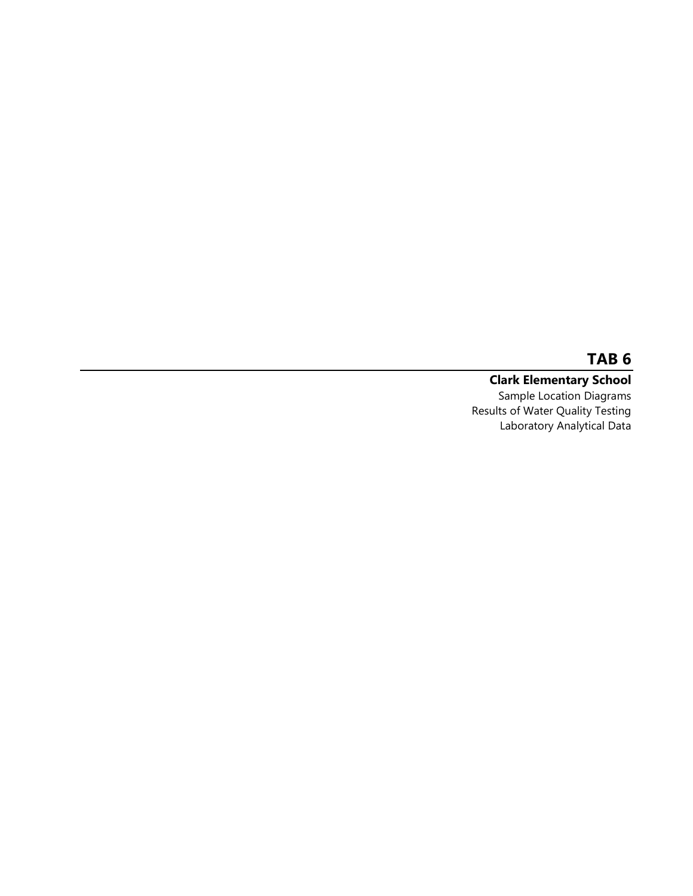# TAB 6

**Clark Elementary School**

Sample Location Diagrams

Results of Water Quality Testing

Laboratory Analytical Data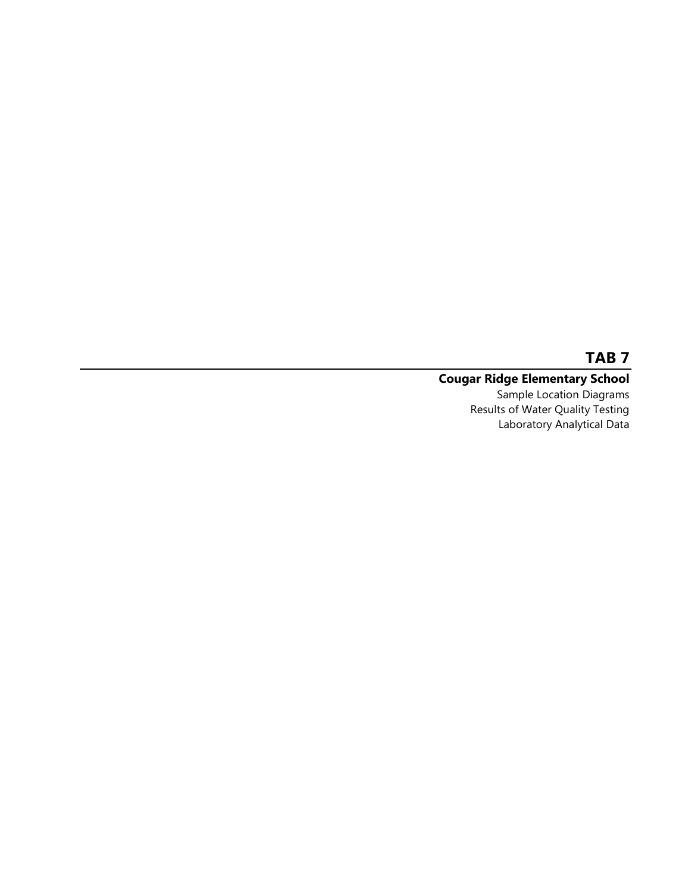# TAB 7

## Cougar Ridge Elementary School

Sample Location Diagrams

Results of Water Quality Testing

Laboratory Analytical Data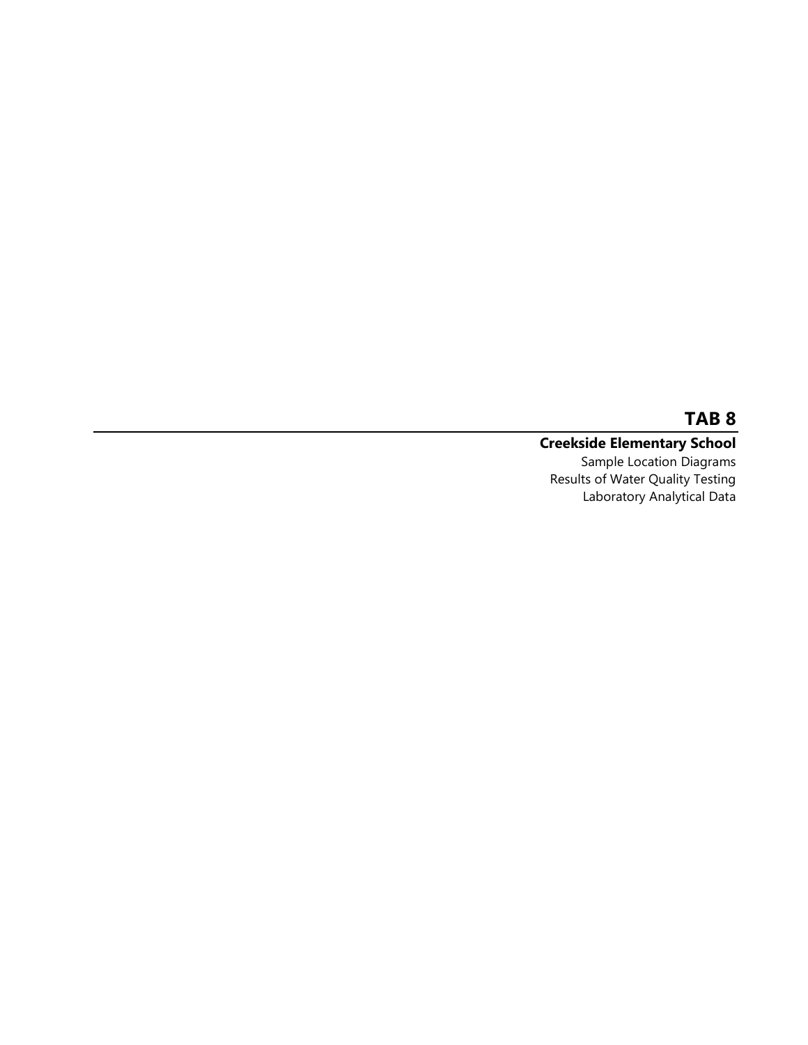# TAB 8

## Creekside Elementary School

Sample Location Diagrams
Results of Water Quality Testing
Laboratory Analytical Data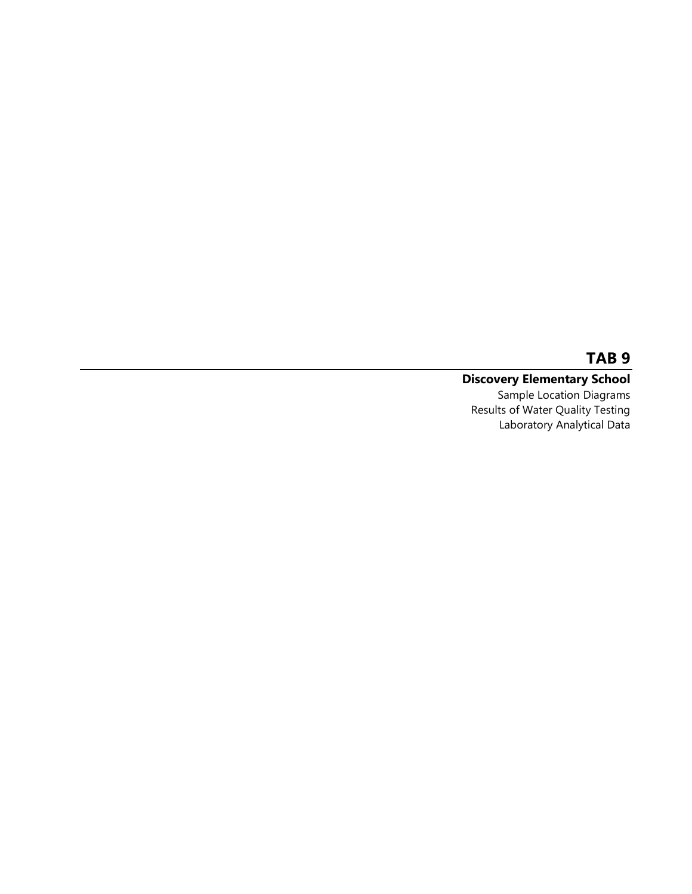# TAB 9

**Discovery Elementary School**

Sample Location Diagrams
Results of Water Quality Testing
Laboratory Analytical Data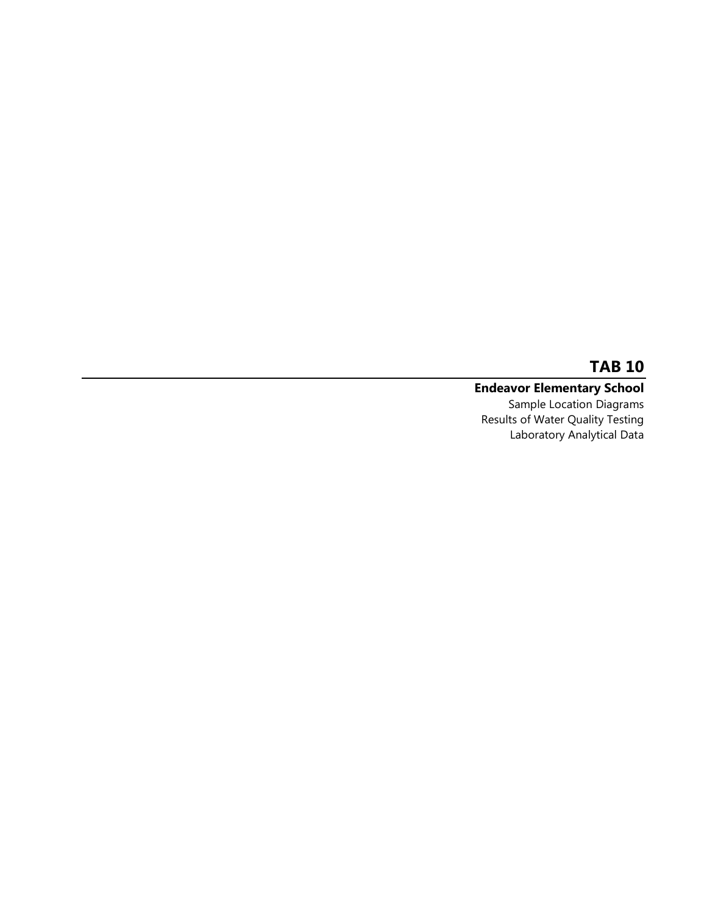# TAB 10

## Endeavor Elementary School

Sample Location Diagrams
Results of Water Quality Testing
Laboratory Analytical Data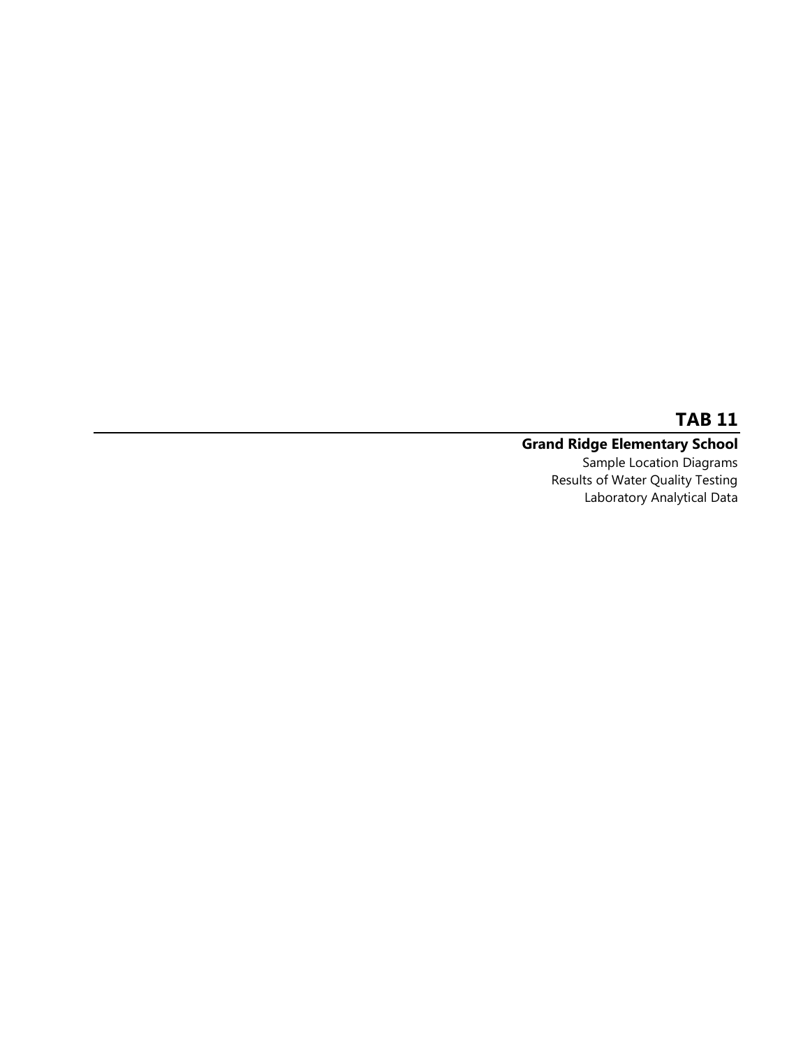# TAB 11

**Grand Ridge Elementary School**

Sample Location Diagrams

Results of Water Quality Testing

Laboratory Analytical Data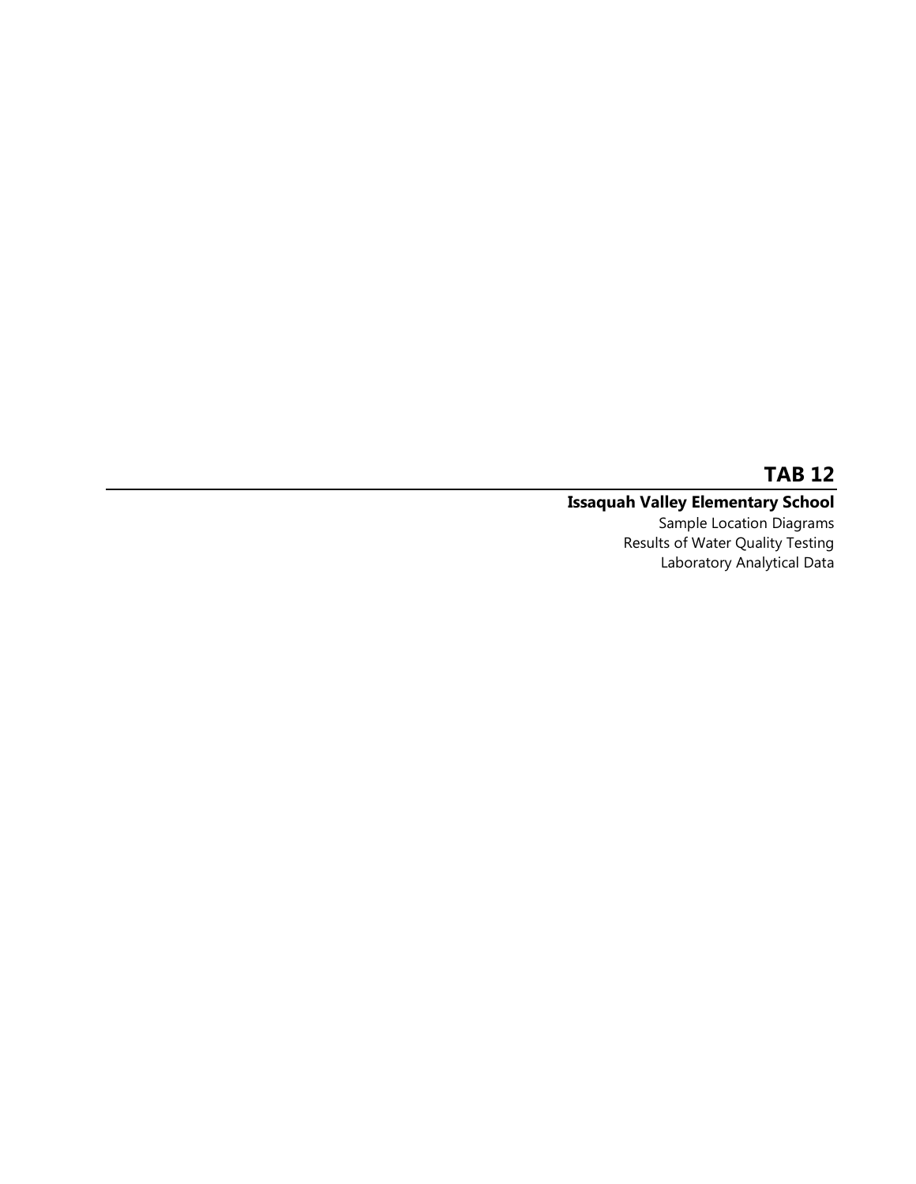# TAB 12

## Issaquah Valley Elementary School

Sample Location Diagrams
Results of Water Quality Testing
Laboratory Analytical Data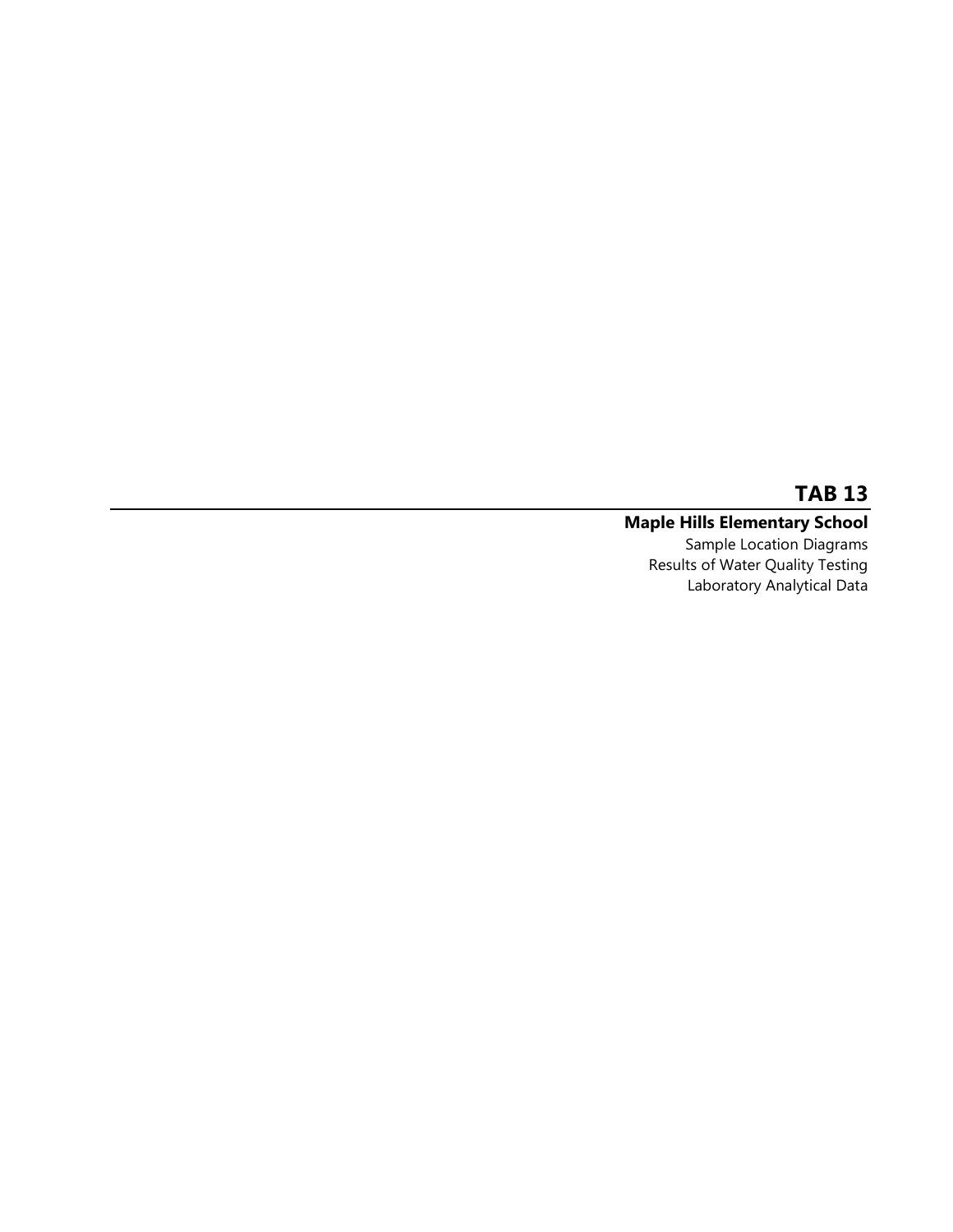# TAB 13

## Maple Hills Elementary School

Sample Location Diagrams
Results of Water Quality Testing
Laboratory Analytical Data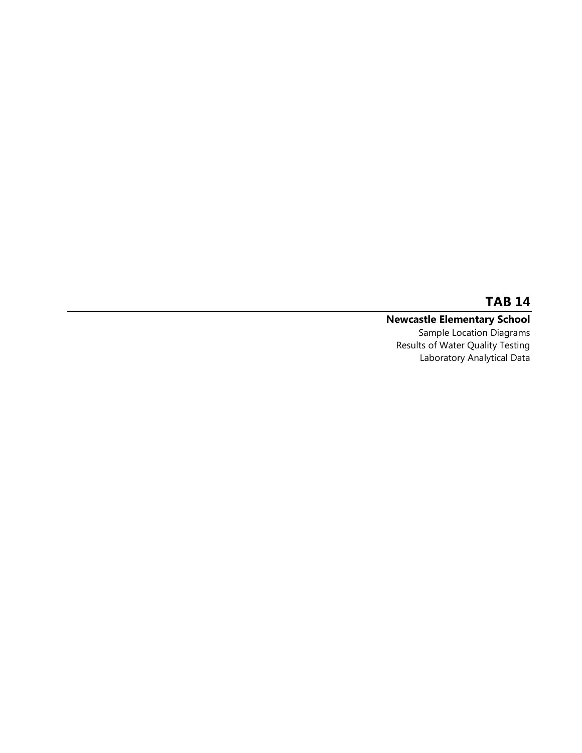# TAB 14

**Newcastle Elementary School**

Sample Location Diagrams

Results of Water Quality Testing

Laboratory Analytical Data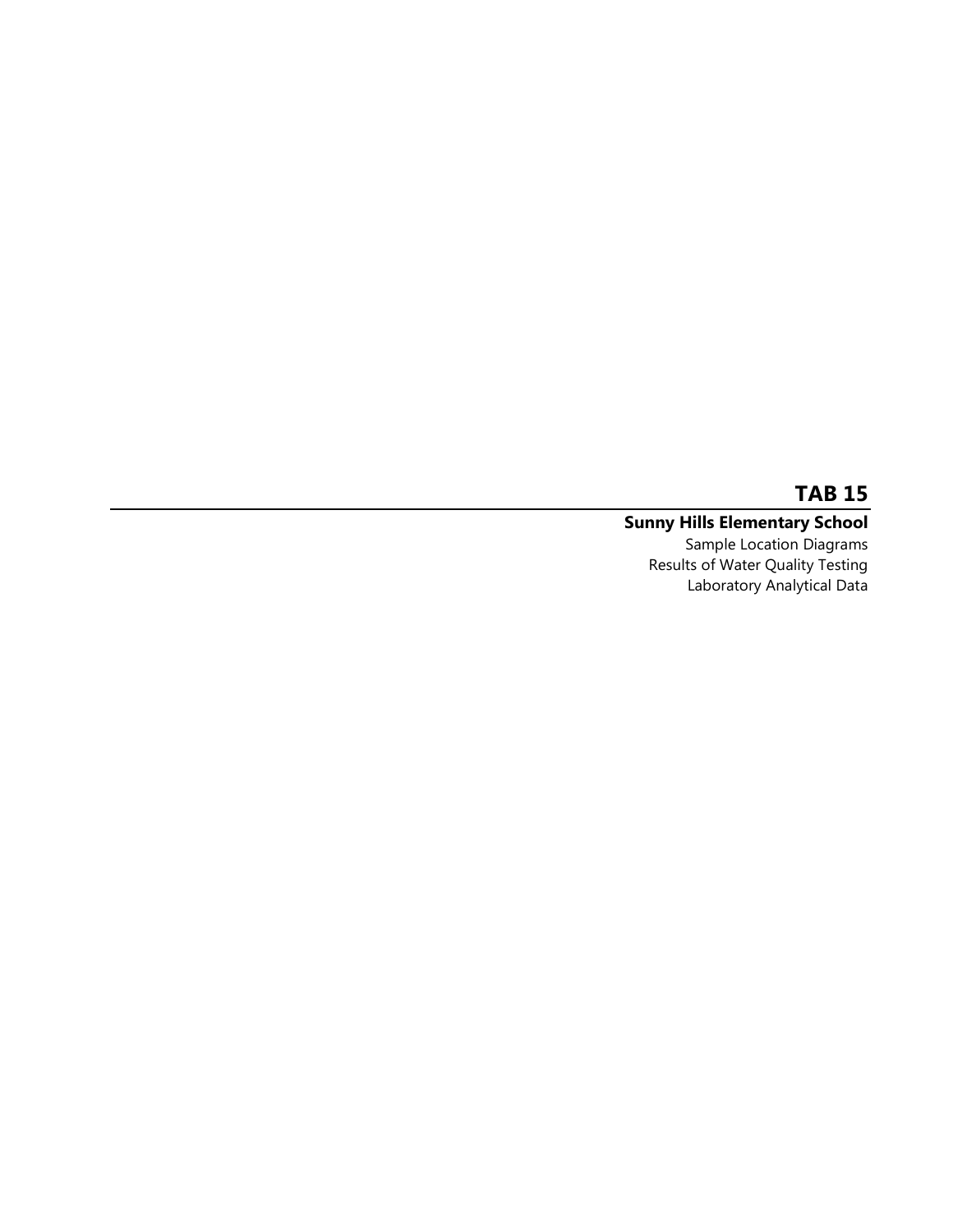# TAB 15

## Sunny Hills Elementary School

Sample Location Diagrams
Results of Water Quality Testing
Laboratory Analytical Data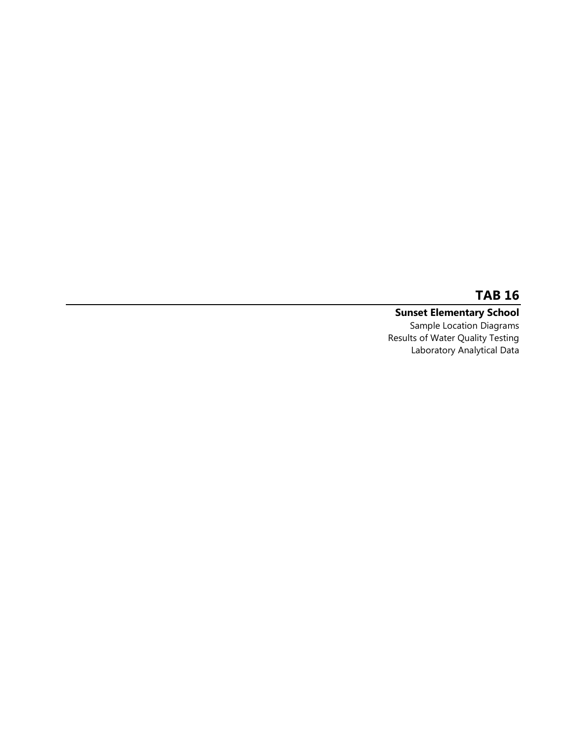# TAB 16

## Sunset Elementary School

Sample Location Diagrams
Results of Water Quality Testing
Laboratory Analytical Data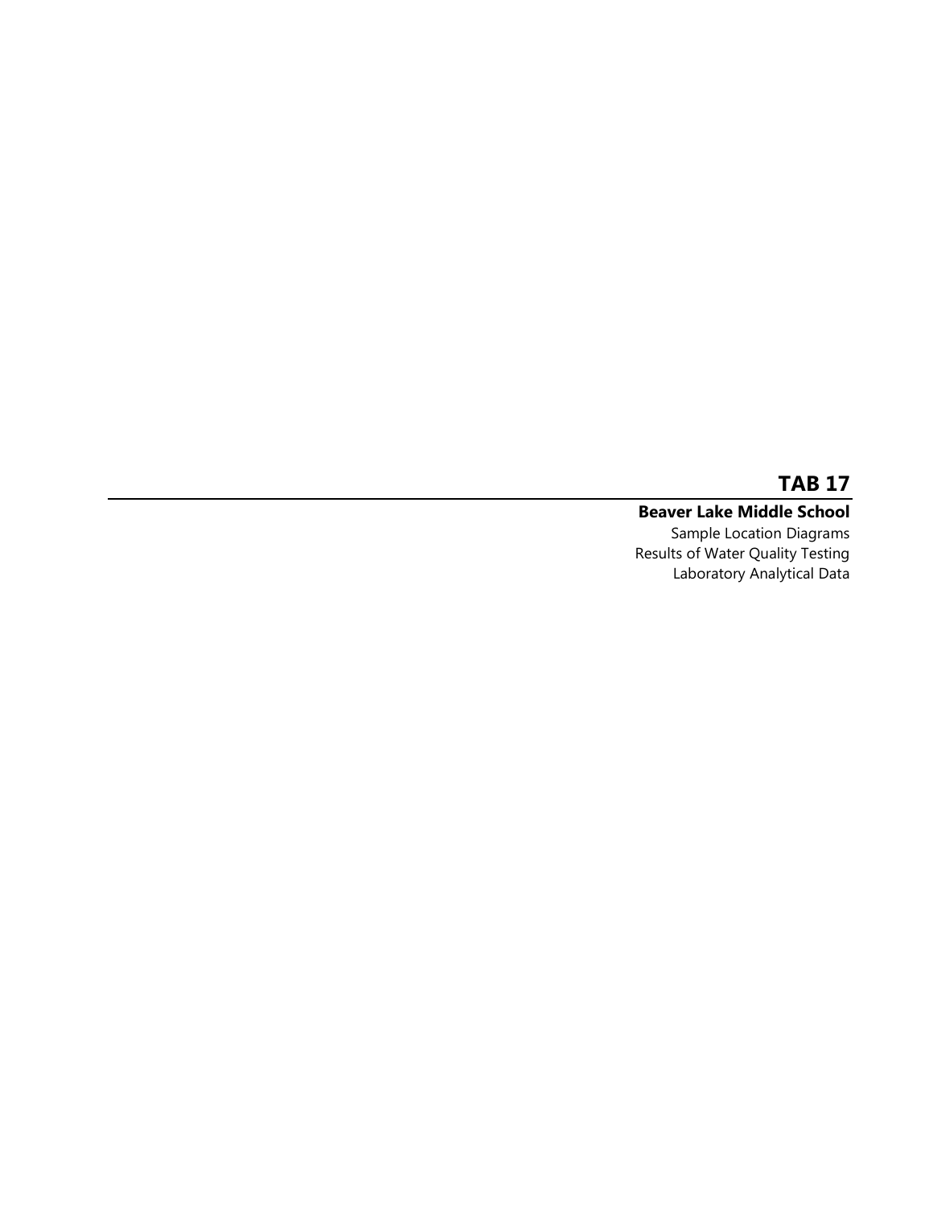# TAB 17

**Beaver Lake Middle School**

Sample Location Diagrams
Results of Water Quality Testing
Laboratory Analytical Data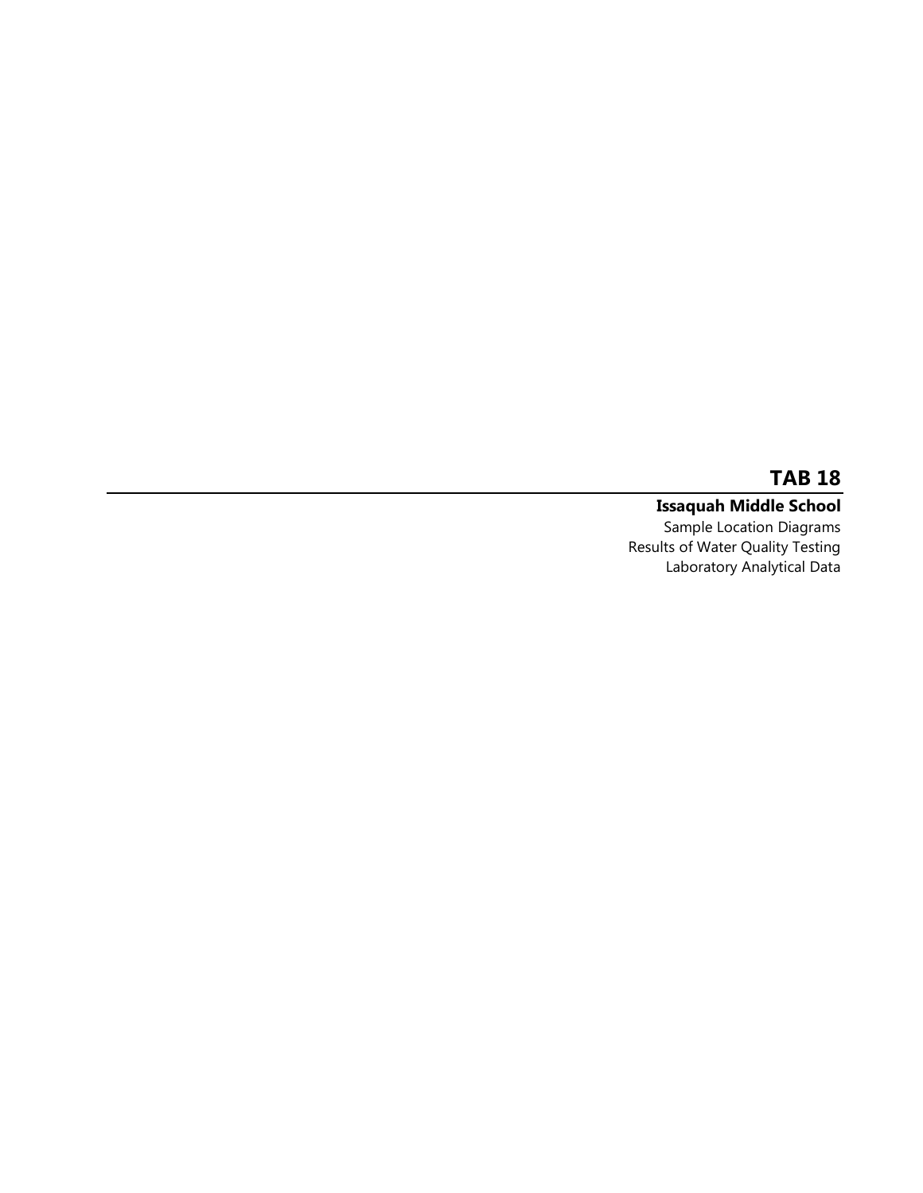# TAB 18

## Issaquah Middle School

Sample Location Diagrams
Results of Water Quality Testing
Laboratory Analytical Data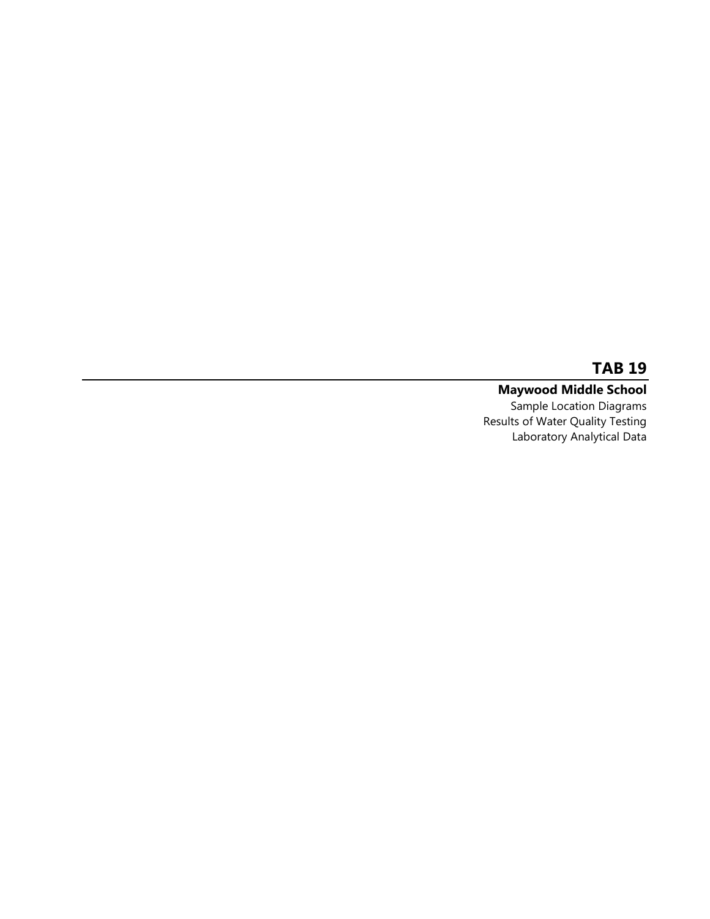# TAB 19

**Maywood Middle School**

Sample Location Diagrams

Results of Water Quality Testing

Laboratory Analytical Data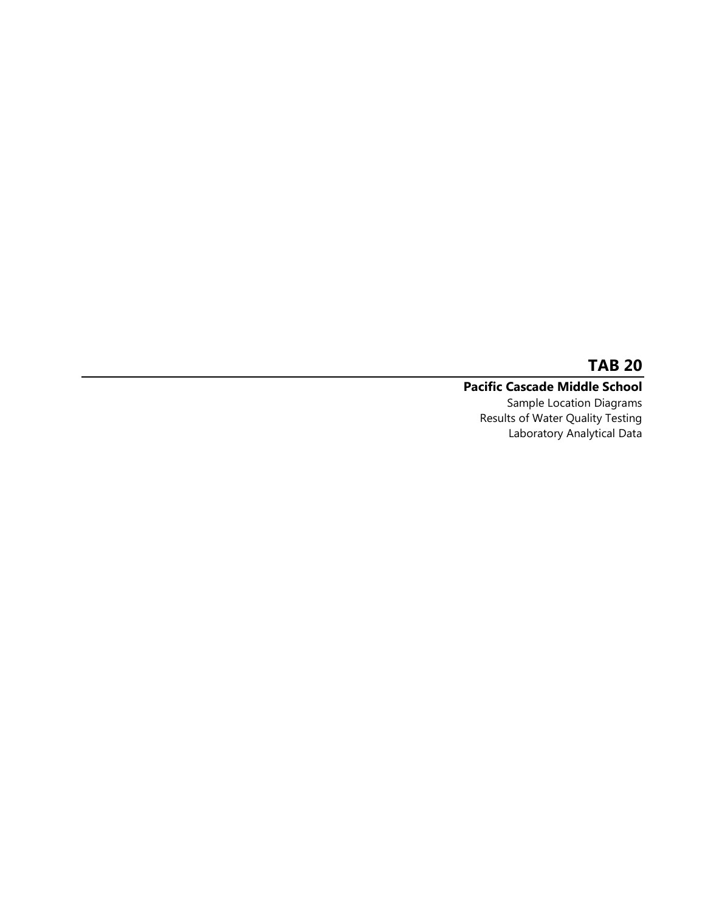# TAB 20

## Pacific Cascade Middle School

Sample Location Diagrams
Results of Water Quality Testing
Laboratory Analytical Data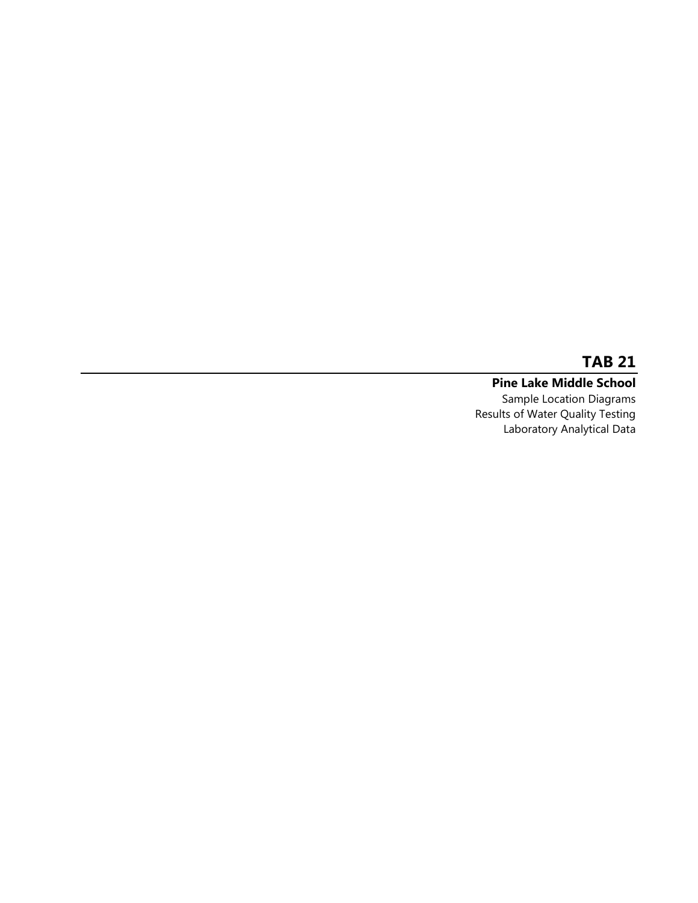# TAB 21

## Pine Lake Middle School

Sample Location Diagrams
Results of Water Quality Testing
Laboratory Analytical Data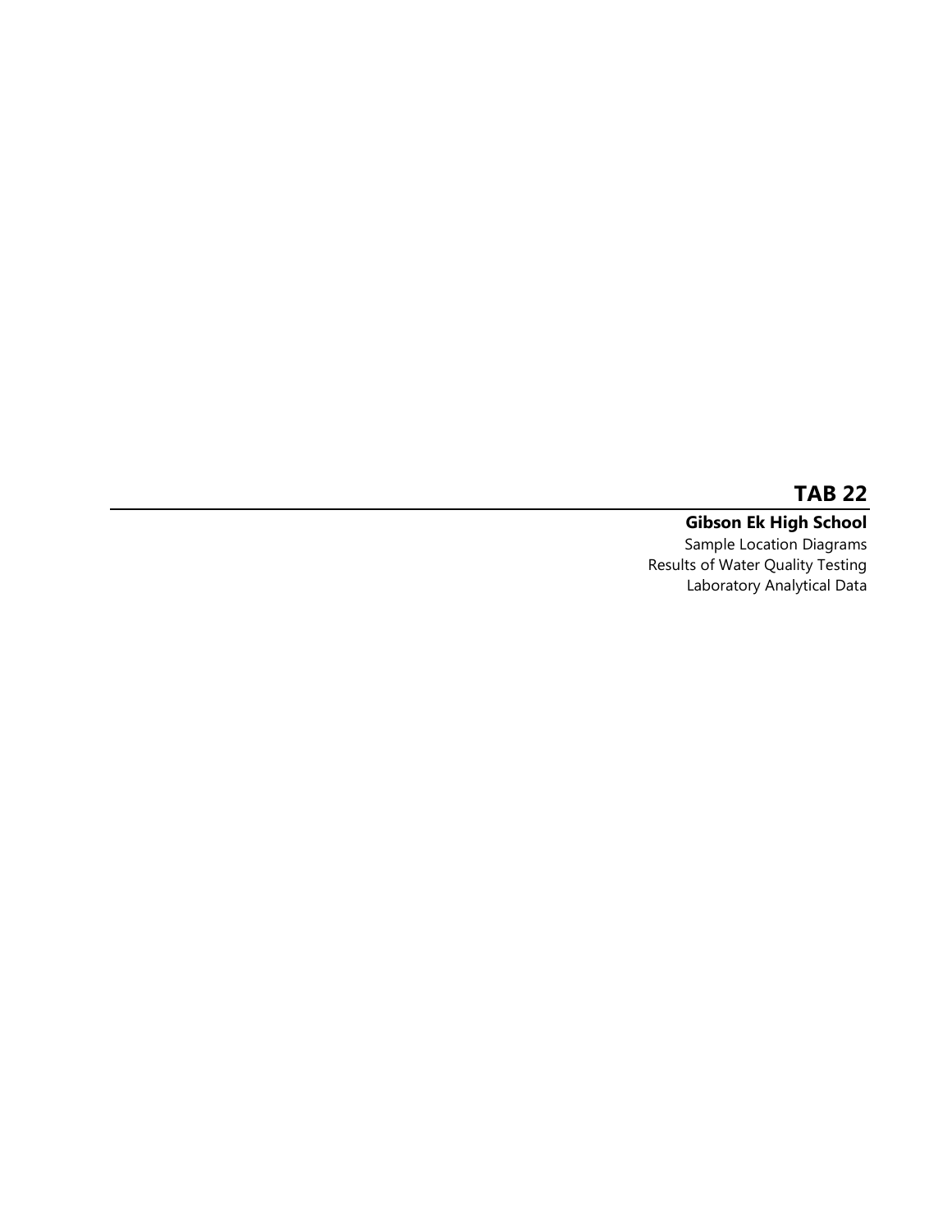# TAB 22

## Gibson Ek High School

Sample Location Diagrams
Results of Water Quality Testing
Laboratory Analytical Data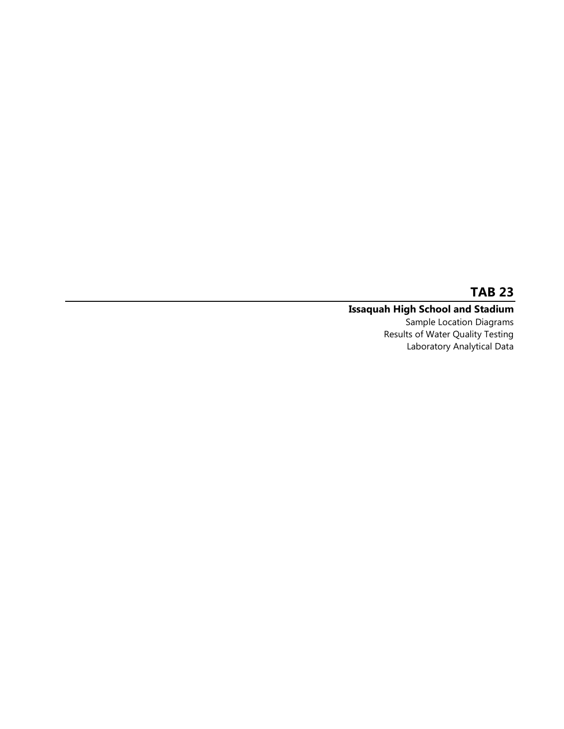# TAB 23

## Issaquah High School and Stadium

Sample Location Diagrams
Results of Water Quality Testing
Laboratory Analytical Data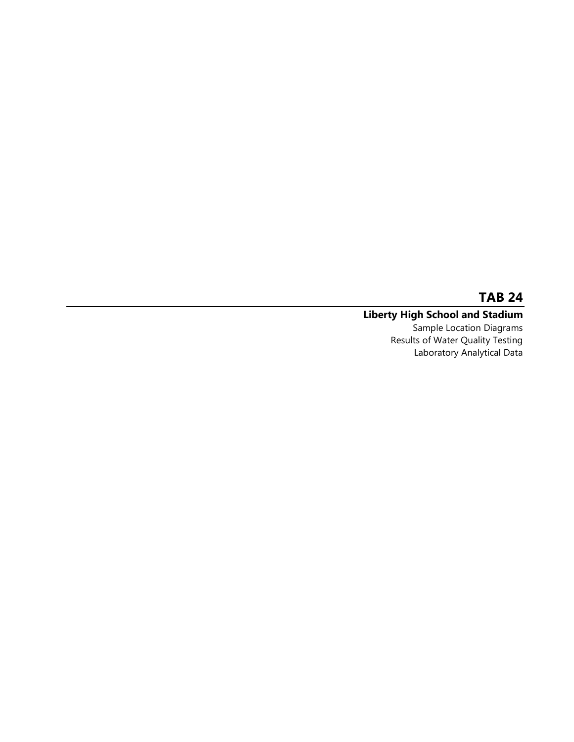# TAB 24

## Liberty High School and Stadium

Sample Location Diagrams
Results of Water Quality Testing
Laboratory Analytical Data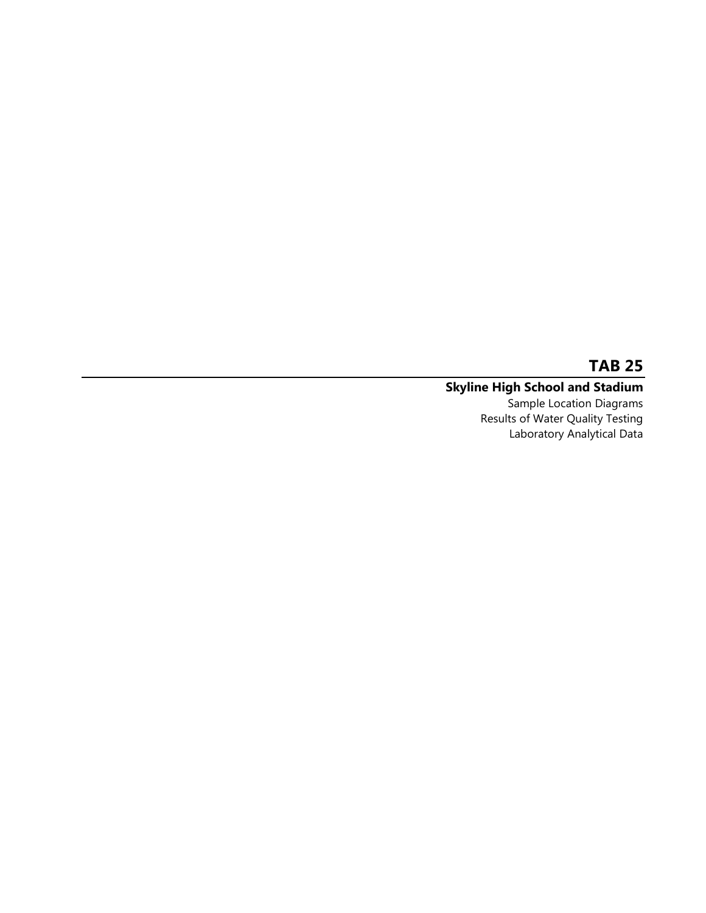# TAB 25

## Skyline High School and Stadium

Sample Location Diagrams
Results of Water Quality Testing
Laboratory Analytical Data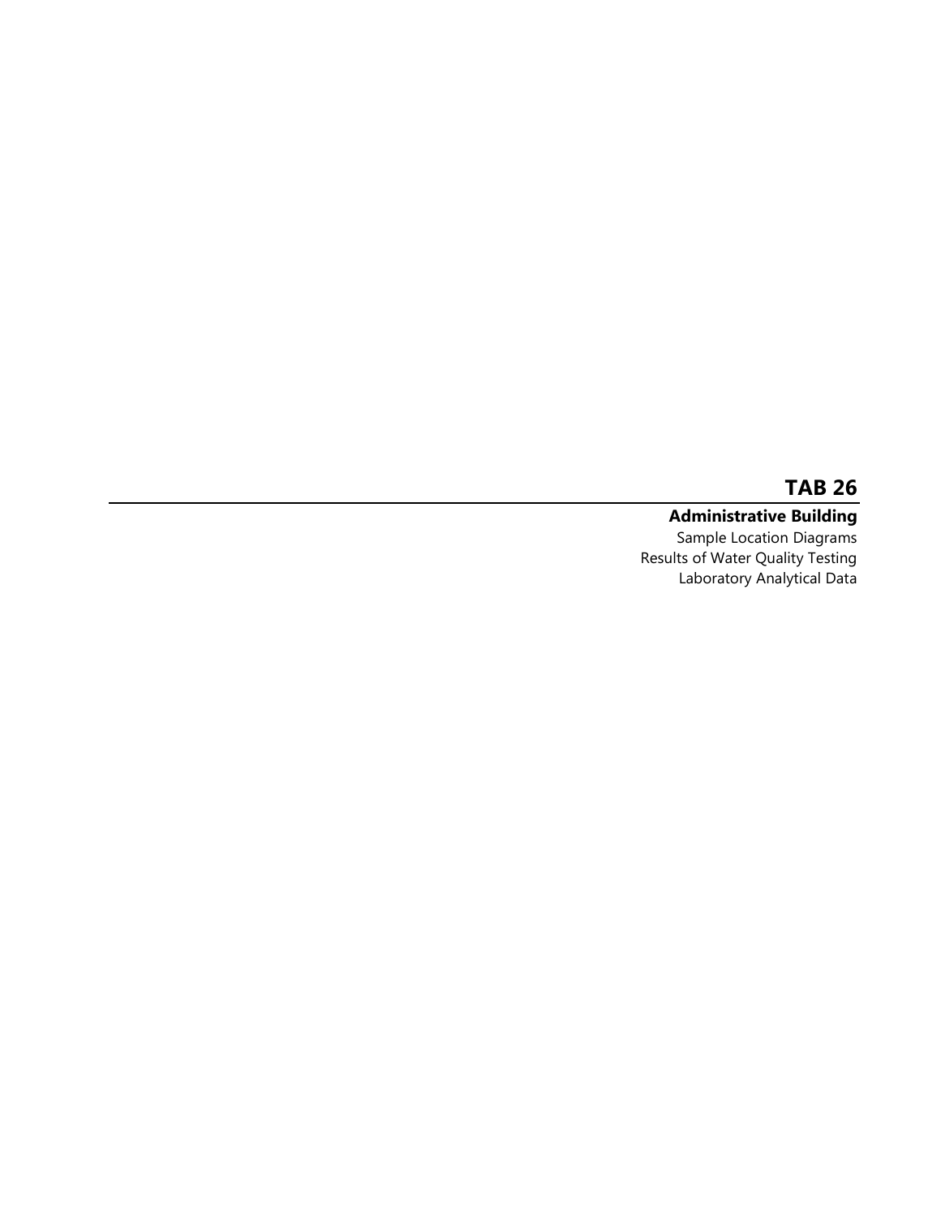# TAB 26

---

**Administrative Building**

Sample Location Diagrams

Results of Water Quality Testing

Laboratory Analytical Data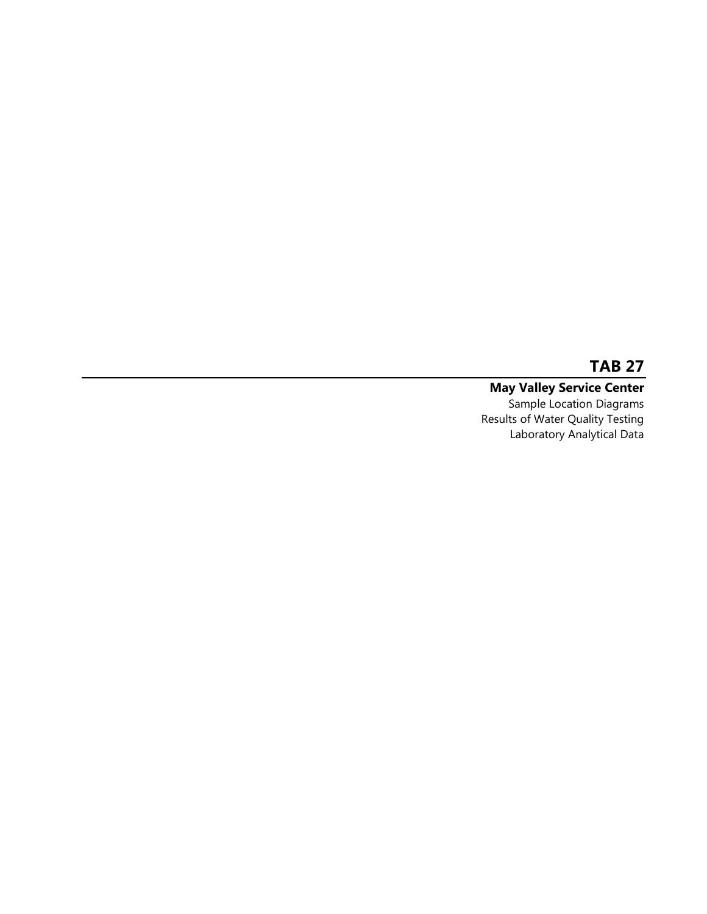# TAB 27

## May Valley Service Center

Sample Location Diagrams
Results of Water Quality Testing
Laboratory Analytical Data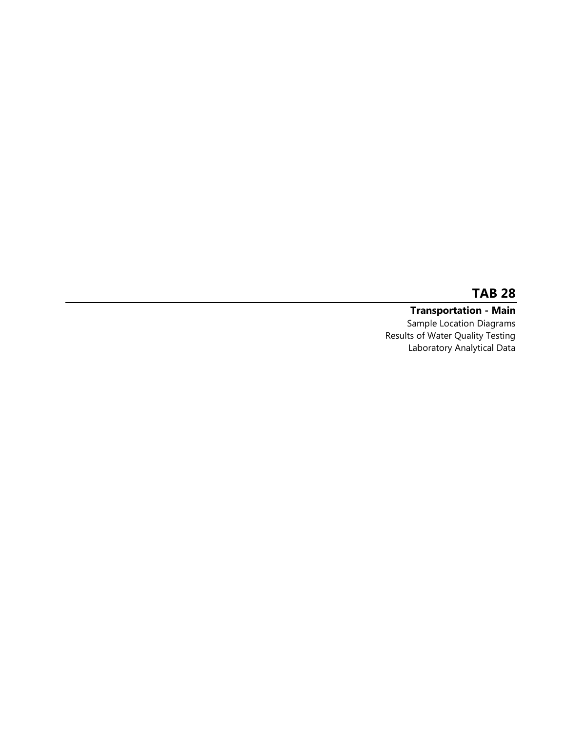# TAB 28

## Transportation - Main

Sample Location Diagrams
Results of Water Quality Testing
Laboratory Analytical Data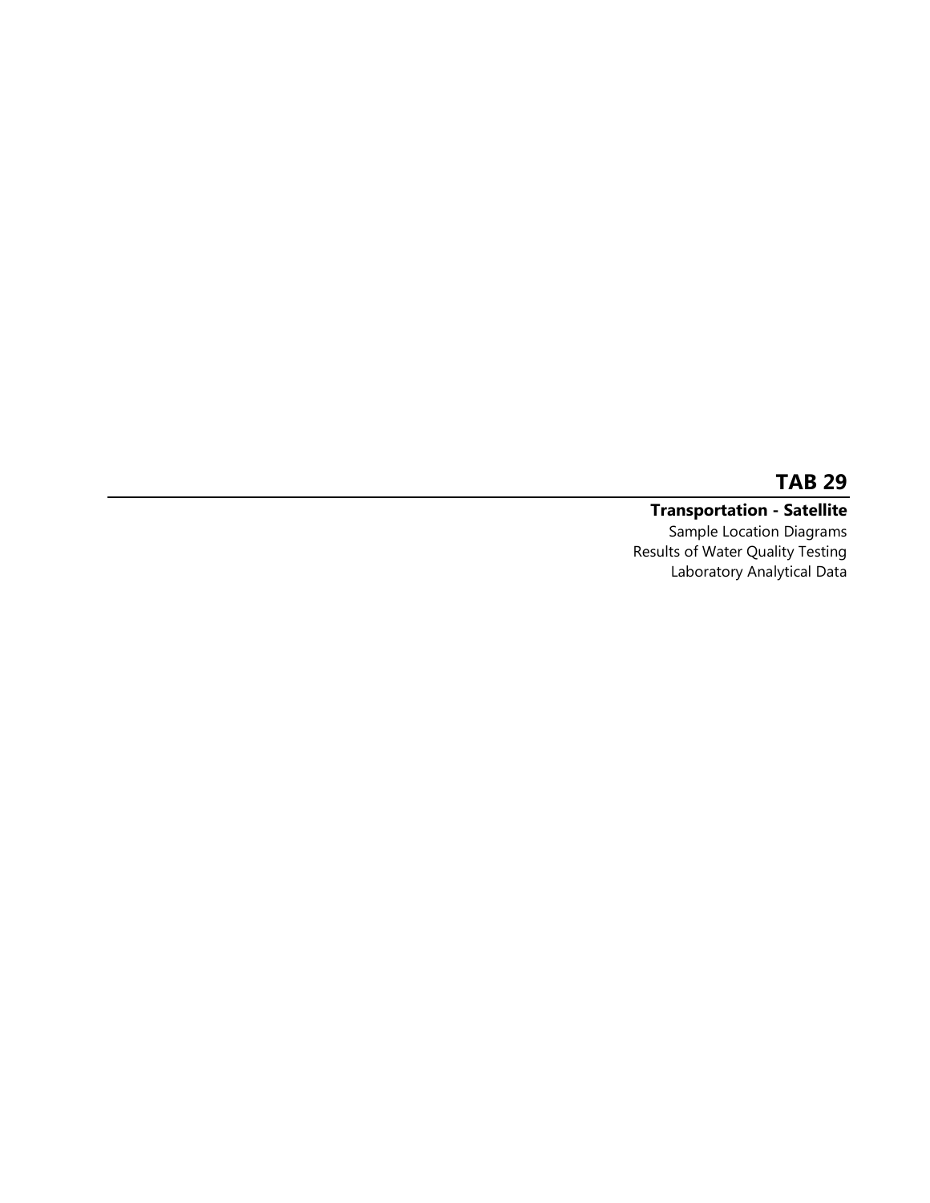# TAB 29

**Transportation - Satellite**

Sample Location Diagrams
Results of Water Quality Testing
Laboratory Analytical Data